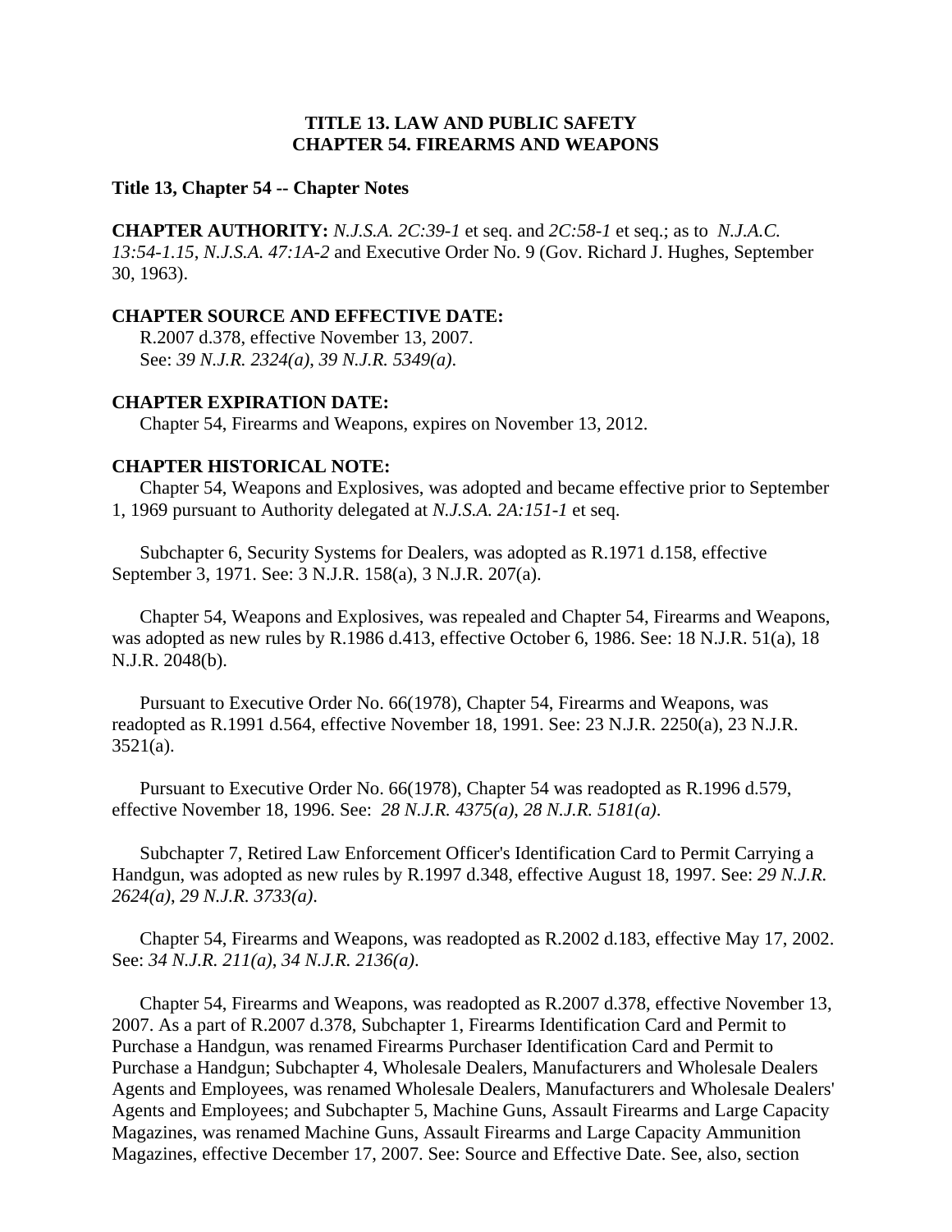# TITLE 13. LAW AND PUBLIC SAFETY
# CHAPTER 54. FIREARMS AND WEAPONS

**Title 13, Chapter 54 -- Chapter Notes**

**CHAPTER AUTHORITY:** *N.J.S.A. 2C:39-1* et seq. and *2C:58-1* et seq.; as to *N.J.A.C. 13:54-1.15*, *N.J.S.A. 47:1A-2* and Executive Order No. 9 (Gov. Richard J. Hughes, September 30, 1963).

**CHAPTER SOURCE AND EFFECTIVE DATE:**

R.2007 d.378, effective November 13, 2007.
See: *39 N.J.R. 2324(a)*, *39 N.J.R. 5349(a)*.

**CHAPTER EXPIRATION DATE:**

Chapter 54, Firearms and Weapons, expires on November 13, 2012.

**CHAPTER HISTORICAL NOTE:**

Chapter 54, Weapons and Explosives, was adopted and became effective prior to September 1, 1969 pursuant to Authority delegated at *N.J.S.A. 2A:151-1* et seq.

Subchapter 6, Security Systems for Dealers, was adopted as R.1971 d.158, effective September 3, 1971. See: 3 N.J.R. 158(a), 3 N.J.R. 207(a).

Chapter 54, Weapons and Explosives, was repealed and Chapter 54, Firearms and Weapons, was adopted as new rules by R.1986 d.413, effective October 6, 1986. See: 18 N.J.R. 51(a), 18 N.J.R. 2048(b).

Pursuant to Executive Order No. 66(1978), Chapter 54, Firearms and Weapons, was readopted as R.1991 d.564, effective November 18, 1991. See: 23 N.J.R. 2250(a), 23 N.J.R. 3521(a).

Pursuant to Executive Order No. 66(1978), Chapter 54 was readopted as R.1996 d.579, effective November 18, 1996. See: *28 N.J.R. 4375(a)*, *28 N.J.R. 5181(a)*.

Subchapter 7, Retired Law Enforcement Officer's Identification Card to Permit Carrying a Handgun, was adopted as new rules by R.1997 d.348, effective August 18, 1997. See: *29 N.J.R. 2624(a)*, *29 N.J.R. 3733(a)*.

Chapter 54, Firearms and Weapons, was readopted as R.2002 d.183, effective May 17, 2002. See: *34 N.J.R. 211(a)*, *34 N.J.R. 2136(a)*.

Chapter 54, Firearms and Weapons, was readopted as R.2007 d.378, effective November 13, 2007. As a part of R.2007 d.378, Subchapter 1, Firearms Identification Card and Permit to Purchase a Handgun, was renamed Firearms Purchaser Identification Card and Permit to Purchase a Handgun; Subchapter 4, Wholesale Dealers, Manufacturers and Wholesale Dealers Agents and Employees, was renamed Wholesale Dealers, Manufacturers and Wholesale Dealers' Agents and Employees; and Subchapter 5, Machine Guns, Assault Firearms and Large Capacity Magazines, was renamed Machine Guns, Assault Firearms and Large Capacity Ammunition Magazines, effective December 17, 2007. See: Source and Effective Date. See, also, section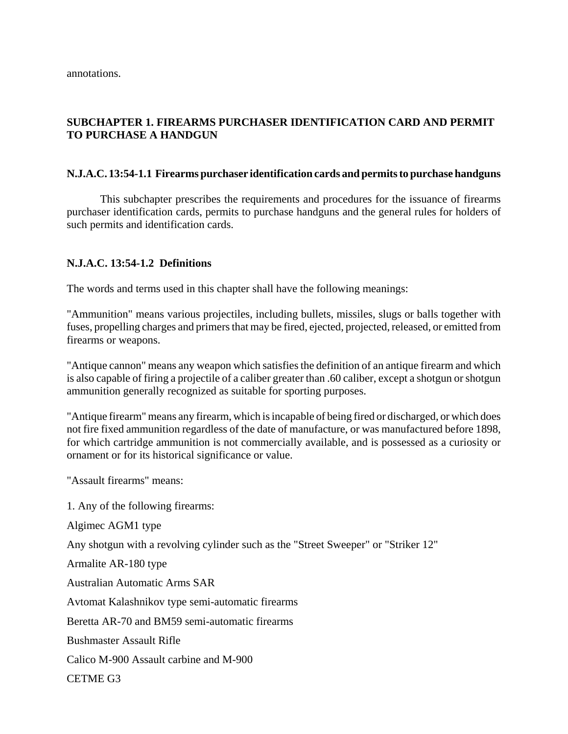annotations.

### SUBCHAPTER 1. FIREARMS PURCHASER IDENTIFICATION CARD AND PERMIT TO PURCHASE A HANDGUN

#### N.J.A.C. 13:54-1.1 Firearms purchaser identification cards and permits to purchase handguns

This subchapter prescribes the requirements and procedures for the issuance of firearms purchaser identification cards, permits to purchase handguns and the general rules for holders of such permits and identification cards.

#### N.J.A.C. 13:54-1.2 Definitions

The words and terms used in this chapter shall have the following meanings:

"Ammunition" means various projectiles, including bullets, missiles, slugs or balls together with fuses, propelling charges and primers that may be fired, ejected, projected, released, or emitted from firearms or weapons.

"Antique cannon" means any weapon which satisfies the definition of an antique firearm and which is also capable of firing a projectile of a caliber greater than .60 caliber, except a shotgun or shotgun ammunition generally recognized as suitable for sporting purposes.

"Antique firearm" means any firearm, which is incapable of being fired or discharged, or which does not fire fixed ammunition regardless of the date of manufacture, or was manufactured before 1898, for which cartridge ammunition is not commercially available, and is possessed as a curiosity or ornament or for its historical significance or value.

"Assault firearms" means:

1. Any of the following firearms:

Algimec AGM1 type

Any shotgun with a revolving cylinder such as the "Street Sweeper" or "Striker 12"

Armalite AR-180 type

Australian Automatic Arms SAR

Avtomat Kalashnikov type semi-automatic firearms

Beretta AR-70 and BM59 semi-automatic firearms

Bushmaster Assault Rifle

Calico M-900 Assault carbine and M-900

CETME G3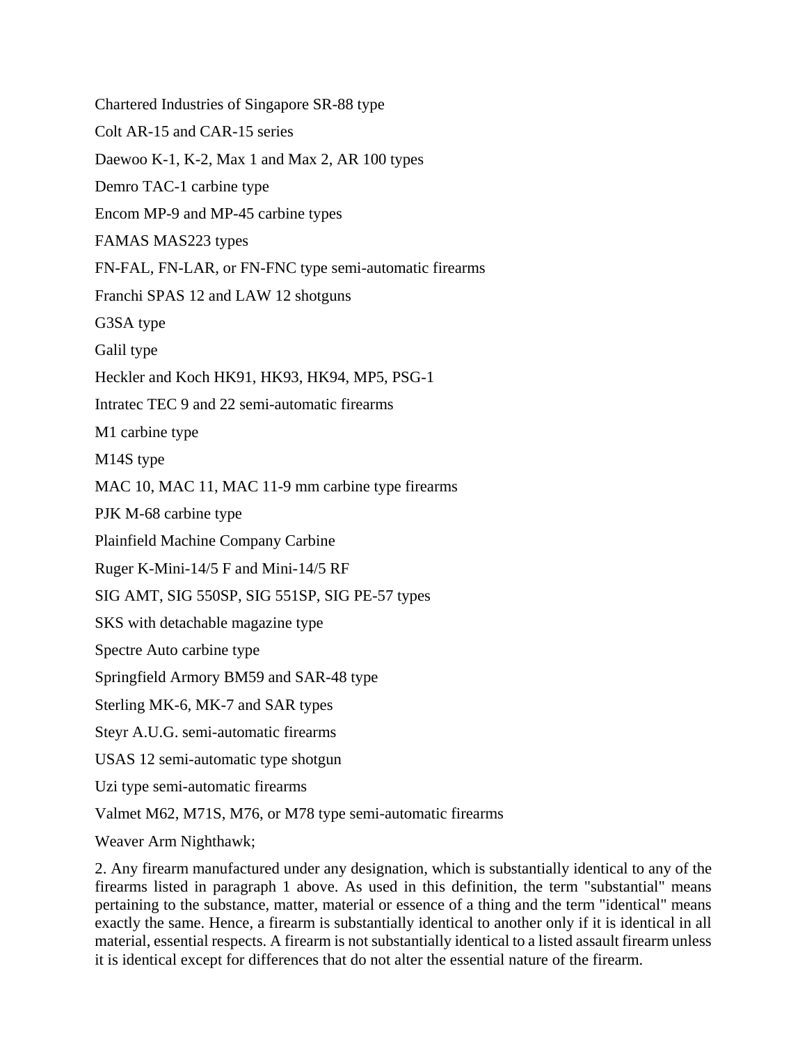Chartered Industries of Singapore SR-88 type

Colt AR-15 and CAR-15 series

Daewoo K-1, K-2, Max 1 and Max 2, AR 100 types

Demro TAC-1 carbine type

Encom MP-9 and MP-45 carbine types

FAMAS MAS223 types

FN-FAL, FN-LAR, or FN-FNC type semi-automatic firearms

Franchi SPAS 12 and LAW 12 shotguns

G3SA type

Galil type

Heckler and Koch HK91, HK93, HK94, MP5, PSG-1

Intratec TEC 9 and 22 semi-automatic firearms

M1 carbine type

M14S type

MAC 10, MAC 11, MAC 11-9 mm carbine type firearms

PJK M-68 carbine type

Plainfield Machine Company Carbine

Ruger K-Mini-14/5 F and Mini-14/5 RF

SIG AMT, SIG 550SP, SIG 551SP, SIG PE-57 types

SKS with detachable magazine type

Spectre Auto carbine type

Springfield Armory BM59 and SAR-48 type

Sterling MK-6, MK-7 and SAR types

Steyr A.U.G. semi-automatic firearms

USAS 12 semi-automatic type shotgun

Uzi type semi-automatic firearms

Valmet M62, M71S, M76, or M78 type semi-automatic firearms

Weaver Arm Nighthawk;

2. Any firearm manufactured under any designation, which is substantially identical to any of the firearms listed in paragraph 1 above. As used in this definition, the term "substantial" means pertaining to the substance, matter, material or essence of a thing and the term "identical" means exactly the same. Hence, a firearm is substantially identical to another only if it is identical in all material, essential respects. A firearm is not substantially identical to a listed assault firearm unless it is identical except for differences that do not alter the essential nature of the firearm.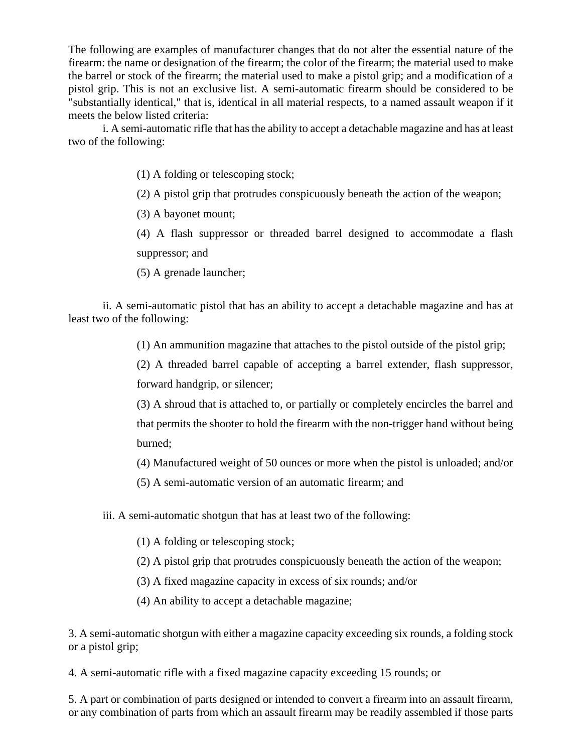The following are examples of manufacturer changes that do not alter the essential nature of the firearm: the name or designation of the firearm; the color of the firearm; the material used to make the barrel or stock of the firearm; the material used to make a pistol grip; and a modification of a pistol grip. This is not an exclusive list. A semi-automatic firearm should be considered to be "substantially identical," that is, identical in all material respects, to a named assault weapon if it meets the below listed criteria:

i. A semi-automatic rifle that has the ability to accept a detachable magazine and has at least two of the following:

> (1) A folding or telescoping stock;
>
> (2) A pistol grip that protrudes conspicuously beneath the action of the weapon;
>
> (3) A bayonet mount;
>
> (4) A flash suppressor or threaded barrel designed to accommodate a flash suppressor; and
>
> (5) A grenade launcher;

ii. A semi-automatic pistol that has an ability to accept a detachable magazine and has at least two of the following:

> (1) An ammunition magazine that attaches to the pistol outside of the pistol grip;
>
> (2) A threaded barrel capable of accepting a barrel extender, flash suppressor, forward handgrip, or silencer;
>
> (3) A shroud that is attached to, or partially or completely encircles the barrel and that permits the shooter to hold the firearm with the non-trigger hand without being burned;
>
> (4) Manufactured weight of 50 ounces or more when the pistol is unloaded; and/or
>
> (5) A semi-automatic version of an automatic firearm; and

iii. A semi-automatic shotgun that has at least two of the following:

> (1) A folding or telescoping stock;
>
> (2) A pistol grip that protrudes conspicuously beneath the action of the weapon;
>
> (3) A fixed magazine capacity in excess of six rounds; and/or
>
> (4) An ability to accept a detachable magazine;

3. A semi-automatic shotgun with either a magazine capacity exceeding six rounds, a folding stock or a pistol grip;

4. A semi-automatic rifle with a fixed magazine capacity exceeding 15 rounds; or

5. A part or combination of parts designed or intended to convert a firearm into an assault firearm, or any combination of parts from which an assault firearm may be readily assembled if those parts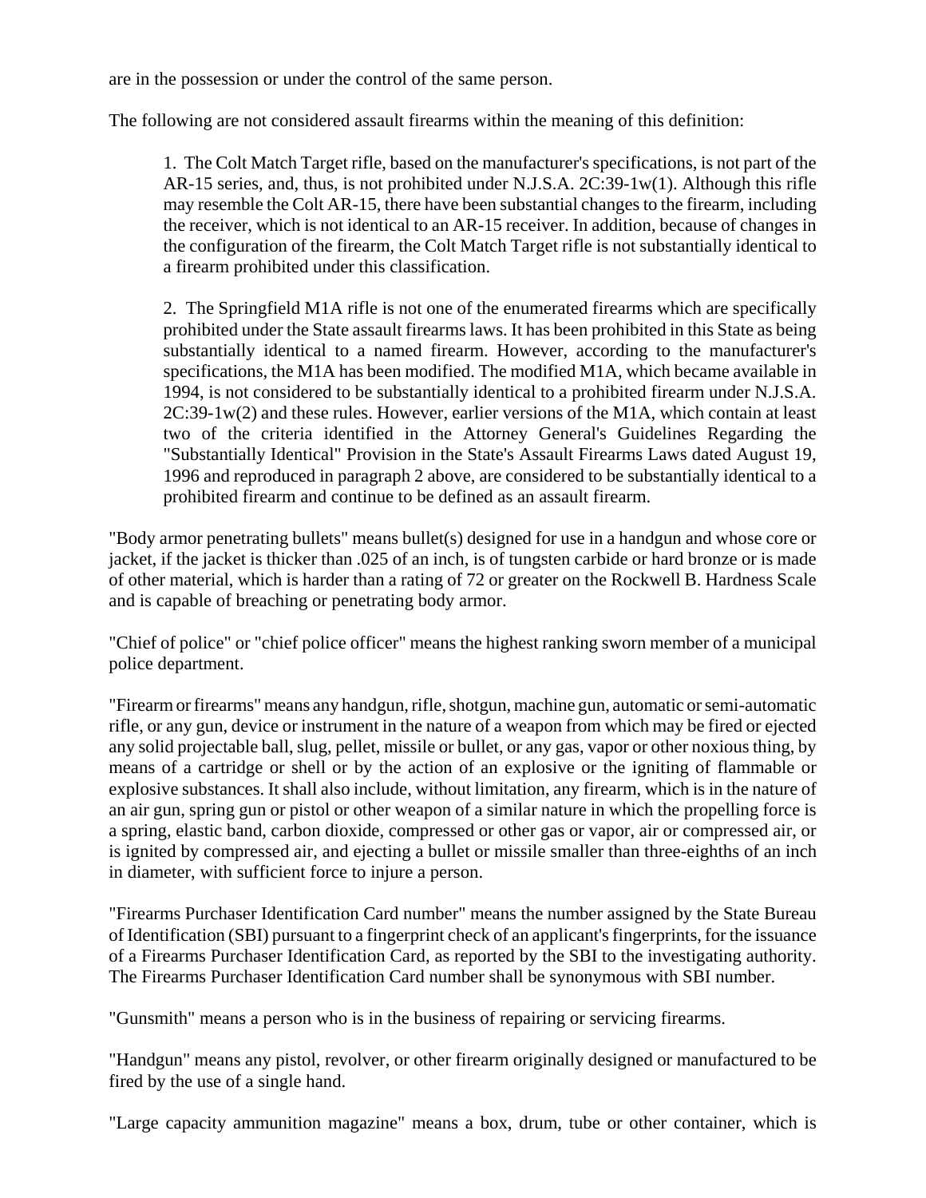are in the possession or under the control of the same person.

The following are not considered assault firearms within the meaning of this definition:

> 1. The Colt Match Target rifle, based on the manufacturer's specifications, is not part of the AR-15 series, and, thus, is not prohibited under N.J.S.A. 2C:39-1w(1). Although this rifle may resemble the Colt AR-15, there have been substantial changes to the firearm, including the receiver, which is not identical to an AR-15 receiver. In addition, because of changes in the configuration of the firearm, the Colt Match Target rifle is not substantially identical to a firearm prohibited under this classification.
>
> 2. The Springfield M1A rifle is not one of the enumerated firearms which are specifically prohibited under the State assault firearms laws. It has been prohibited in this State as being substantially identical to a named firearm. However, according to the manufacturer's specifications, the M1A has been modified. The modified M1A, which became available in 1994, is not considered to be substantially identical to a prohibited firearm under N.J.S.A. 2C:39-1w(2) and these rules. However, earlier versions of the M1A, which contain at least two of the criteria identified in the Attorney General's Guidelines Regarding the "Substantially Identical" Provision in the State's Assault Firearms Laws dated August 19, 1996 and reproduced in paragraph 2 above, are considered to be substantially identical to a prohibited firearm and continue to be defined as an assault firearm.

"Body armor penetrating bullets" means bullet(s) designed for use in a handgun and whose core or jacket, if the jacket is thicker than .025 of an inch, is of tungsten carbide or hard bronze or is made of other material, which is harder than a rating of 72 or greater on the Rockwell B. Hardness Scale and is capable of breaching or penetrating body armor.

"Chief of police" or "chief police officer" means the highest ranking sworn member of a municipal police department.

"Firearm or firearms" means any handgun, rifle, shotgun, machine gun, automatic or semi-automatic rifle, or any gun, device or instrument in the nature of a weapon from which may be fired or ejected any solid projectable ball, slug, pellet, missile or bullet, or any gas, vapor or other noxious thing, by means of a cartridge or shell or by the action of an explosive or the igniting of flammable or explosive substances. It shall also include, without limitation, any firearm, which is in the nature of an air gun, spring gun or pistol or other weapon of a similar nature in which the propelling force is a spring, elastic band, carbon dioxide, compressed or other gas or vapor, air or compressed air, or is ignited by compressed air, and ejecting a bullet or missile smaller than three-eighths of an inch in diameter, with sufficient force to injure a person.

"Firearms Purchaser Identification Card number" means the number assigned by the State Bureau of Identification (SBI) pursuant to a fingerprint check of an applicant's fingerprints, for the issuance of a Firearms Purchaser Identification Card, as reported by the SBI to the investigating authority. The Firearms Purchaser Identification Card number shall be synonymous with SBI number.

"Gunsmith" means a person who is in the business of repairing or servicing firearms.

"Handgun" means any pistol, revolver, or other firearm originally designed or manufactured to be fired by the use of a single hand.

"Large capacity ammunition magazine" means a box, drum, tube or other container, which is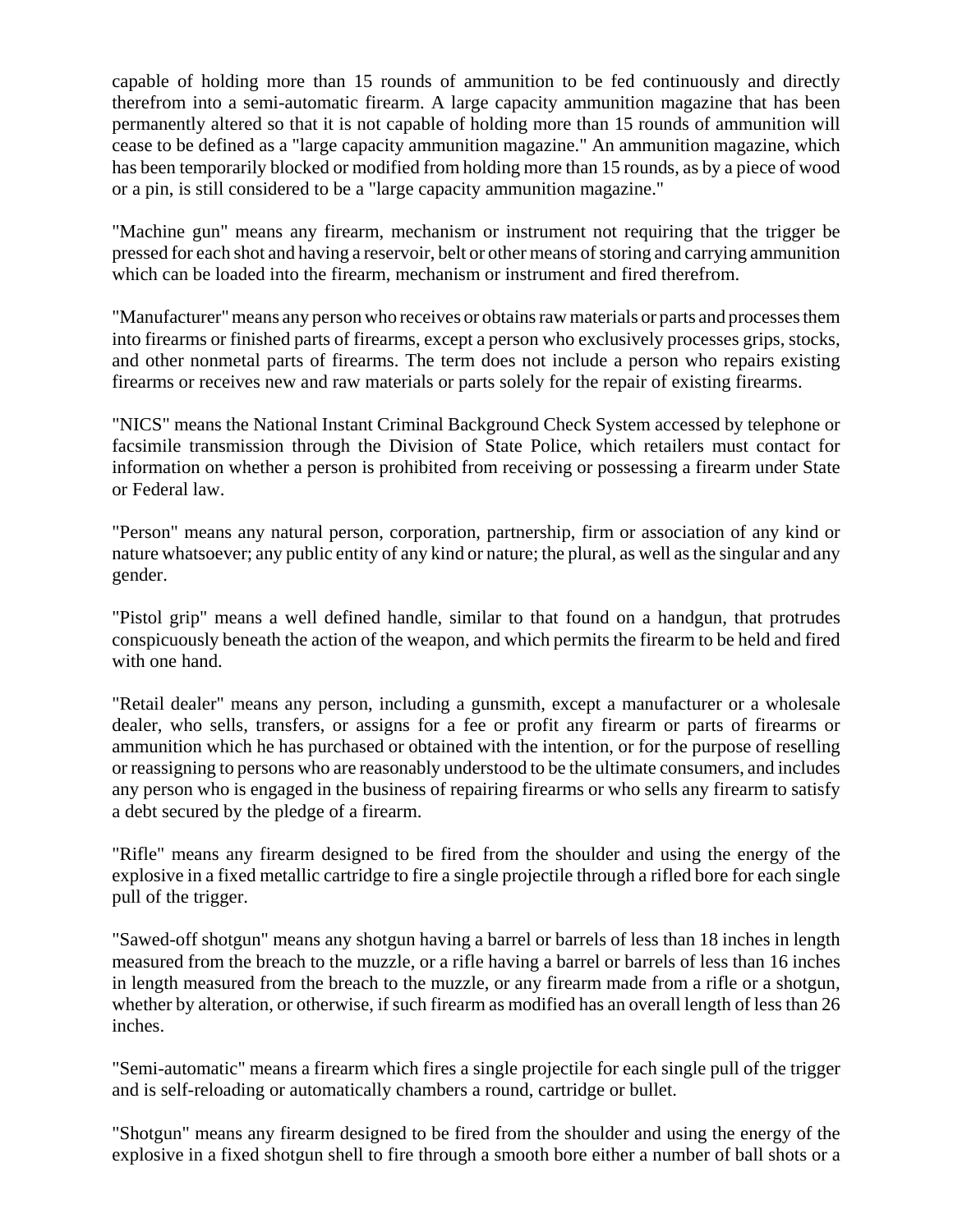capable of holding more than 15 rounds of ammunition to be fed continuously and directly therefrom into a semi-automatic firearm. A large capacity ammunition magazine that has been permanently altered so that it is not capable of holding more than 15 rounds of ammunition will cease to be defined as a "large capacity ammunition magazine." An ammunition magazine, which has been temporarily blocked or modified from holding more than 15 rounds, as by a piece of wood or a pin, is still considered to be a "large capacity ammunition magazine."

"Machine gun" means any firearm, mechanism or instrument not requiring that the trigger be pressed for each shot and having a reservoir, belt or other means of storing and carrying ammunition which can be loaded into the firearm, mechanism or instrument and fired therefrom.

"Manufacturer" means any person who receives or obtains raw materials or parts and processes them into firearms or finished parts of firearms, except a person who exclusively processes grips, stocks, and other nonmetal parts of firearms. The term does not include a person who repairs existing firearms or receives new and raw materials or parts solely for the repair of existing firearms.

"NICS" means the National Instant Criminal Background Check System accessed by telephone or facsimile transmission through the Division of State Police, which retailers must contact for information on whether a person is prohibited from receiving or possessing a firearm under State or Federal law.

"Person" means any natural person, corporation, partnership, firm or association of any kind or nature whatsoever; any public entity of any kind or nature; the plural, as well as the singular and any gender.

"Pistol grip" means a well defined handle, similar to that found on a handgun, that protrudes conspicuously beneath the action of the weapon, and which permits the firearm to be held and fired with one hand.

"Retail dealer" means any person, including a gunsmith, except a manufacturer or a wholesale dealer, who sells, transfers, or assigns for a fee or profit any firearm or parts of firearms or ammunition which he has purchased or obtained with the intention, or for the purpose of reselling or reassigning to persons who are reasonably understood to be the ultimate consumers, and includes any person who is engaged in the business of repairing firearms or who sells any firearm to satisfy a debt secured by the pledge of a firearm.

"Rifle" means any firearm designed to be fired from the shoulder and using the energy of the explosive in a fixed metallic cartridge to fire a single projectile through a rifled bore for each single pull of the trigger.

"Sawed-off shotgun" means any shotgun having a barrel or barrels of less than 18 inches in length measured from the breach to the muzzle, or a rifle having a barrel or barrels of less than 16 inches in length measured from the breach to the muzzle, or any firearm made from a rifle or a shotgun, whether by alteration, or otherwise, if such firearm as modified has an overall length of less than 26 inches.

"Semi-automatic" means a firearm which fires a single projectile for each single pull of the trigger and is self-reloading or automatically chambers a round, cartridge or bullet.

"Shotgun" means any firearm designed to be fired from the shoulder and using the energy of the explosive in a fixed shotgun shell to fire through a smooth bore either a number of ball shots or a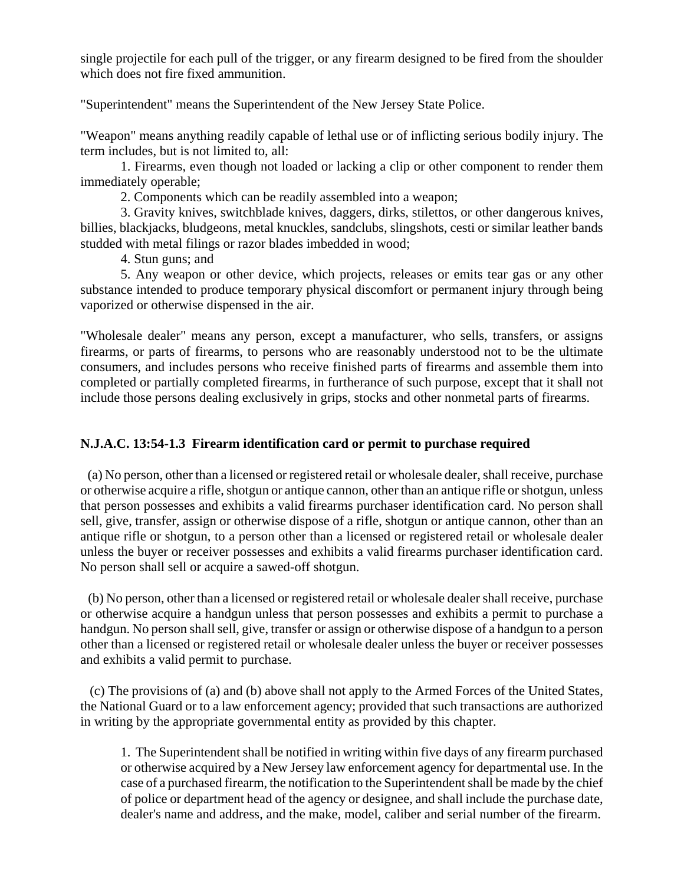single projectile for each pull of the trigger, or any firearm designed to be fired from the shoulder which does not fire fixed ammunition.

"Superintendent" means the Superintendent of the New Jersey State Police.

"Weapon" means anything readily capable of lethal use or of inflicting serious bodily injury. The term includes, but is not limited to, all:

1. Firearms, even though not loaded or lacking a clip or other component to render them immediately operable;
2. Components which can be readily assembled into a weapon;
3. Gravity knives, switchblade knives, daggers, dirks, stilettos, or other dangerous knives, billies, blackjacks, bludgeons, metal knuckles, sandclubs, slingshots, cesti or similar leather bands studded with metal filings or razor blades imbedded in wood;
4. Stun guns; and
5. Any weapon or other device, which projects, releases or emits tear gas or any other substance intended to produce temporary physical discomfort or permanent injury through being vaporized or otherwise dispensed in the air.

"Wholesale dealer" means any person, except a manufacturer, who sells, transfers, or assigns firearms, or parts of firearms, to persons who are reasonably understood not to be the ultimate consumers, and includes persons who receive finished parts of firearms and assemble them into completed or partially completed firearms, in furtherance of such purpose, except that it shall not include those persons dealing exclusively in grips, stocks and other nonmetal parts of firearms.

### N.J.A.C. 13:54-1.3 Firearm identification card or permit to purchase required

(a) No person, other than a licensed or registered retail or wholesale dealer, shall receive, purchase or otherwise acquire a rifle, shotgun or antique cannon, other than an antique rifle or shotgun, unless that person possesses and exhibits a valid firearms purchaser identification card. No person shall sell, give, transfer, assign or otherwise dispose of a rifle, shotgun or antique cannon, other than an antique rifle or shotgun, to a person other than a licensed or registered retail or wholesale dealer unless the buyer or receiver possesses and exhibits a valid firearms purchaser identification card. No person shall sell or acquire a sawed-off shotgun.

(b) No person, other than a licensed or registered retail or wholesale dealer shall receive, purchase or otherwise acquire a handgun unless that person possesses and exhibits a permit to purchase a handgun. No person shall sell, give, transfer or assign or otherwise dispose of a handgun to a person other than a licensed or registered retail or wholesale dealer unless the buyer or receiver possesses and exhibits a valid permit to purchase.

(c) The provisions of (a) and (b) above shall not apply to the Armed Forces of the United States, the National Guard or to a law enforcement agency; provided that such transactions are authorized in writing by the appropriate governmental entity as provided by this chapter.

1. The Superintendent shall be notified in writing within five days of any firearm purchased or otherwise acquired by a New Jersey law enforcement agency for departmental use. In the case of a purchased firearm, the notification to the Superintendent shall be made by the chief of police or department head of the agency or designee, and shall include the purchase date, dealer's name and address, and the make, model, caliber and serial number of the firearm.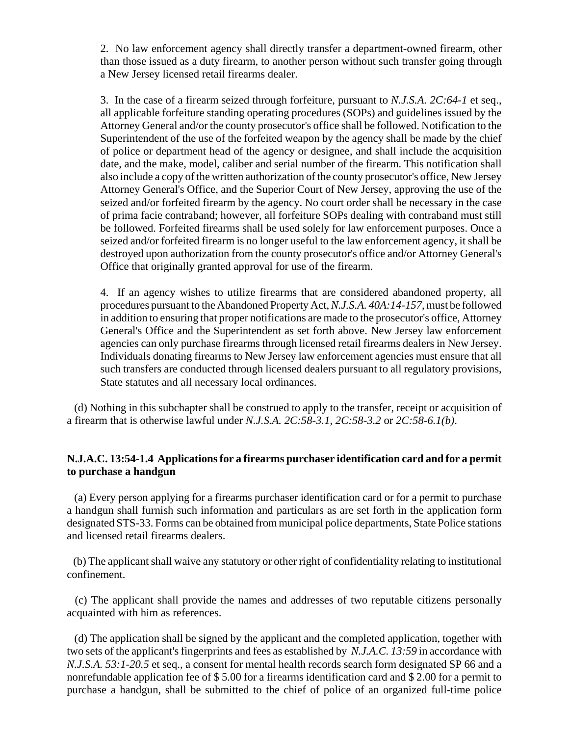2. No law enforcement agency shall directly transfer a department-owned firearm, other than those issued as a duty firearm, to another person without such transfer going through a New Jersey licensed retail firearms dealer.

3. In the case of a firearm seized through forfeiture, pursuant to *N.J.S.A. 2C:64-1* et seq., all applicable forfeiture standing operating procedures (SOPs) and guidelines issued by the Attorney General and/or the county prosecutor's office shall be followed. Notification to the Superintendent of the use of the forfeited weapon by the agency shall be made by the chief of police or department head of the agency or designee, and shall include the acquisition date, and the make, model, caliber and serial number of the firearm. This notification shall also include a copy of the written authorization of the county prosecutor's office, New Jersey Attorney General's Office, and the Superior Court of New Jersey, approving the use of the seized and/or forfeited firearm by the agency. No court order shall be necessary in the case of prima facie contraband; however, all forfeiture SOPs dealing with contraband must still be followed. Forfeited firearms shall be used solely for law enforcement purposes. Once a seized and/or forfeited firearm is no longer useful to the law enforcement agency, it shall be destroyed upon authorization from the county prosecutor's office and/or Attorney General's Office that originally granted approval for use of the firearm.

4. If an agency wishes to utilize firearms that are considered abandoned property, all procedures pursuant to the Abandoned Property Act, *N.J.S.A. 40A:14-157*, must be followed in addition to ensuring that proper notifications are made to the prosecutor's office, Attorney General's Office and the Superintendent as set forth above. New Jersey law enforcement agencies can only purchase firearms through licensed retail firearms dealers in New Jersey. Individuals donating firearms to New Jersey law enforcement agencies must ensure that all such transfers are conducted through licensed dealers pursuant to all regulatory provisions, State statutes and all necessary local ordinances.

(d) Nothing in this subchapter shall be construed to apply to the transfer, receipt or acquisition of a firearm that is otherwise lawful under *N.J.S.A. 2C:58-3.1*, *2C:58-3.2* or *2C:58-6.1(b)*.

### N.J.A.C. 13:54-1.4 Applications for a firearms purchaser identification card and for a permit to purchase a handgun

(a) Every person applying for a firearms purchaser identification card or for a permit to purchase a handgun shall furnish such information and particulars as are set forth in the application form designated STS-33. Forms can be obtained from municipal police departments, State Police stations and licensed retail firearms dealers.

(b) The applicant shall waive any statutory or other right of confidentiality relating to institutional confinement.

(c) The applicant shall provide the names and addresses of two reputable citizens personally acquainted with him as references.

(d) The application shall be signed by the applicant and the completed application, together with two sets of the applicant's fingerprints and fees as established by *N.J.A.C. 13:59* in accordance with *N.J.S.A. 53:1-20.5* et seq., a consent for mental health records search form designated SP 66 and a nonrefundable application fee of $ 5.00 for a firearms identification card and $ 2.00 for a permit to purchase a handgun, shall be submitted to the chief of police of an organized full-time police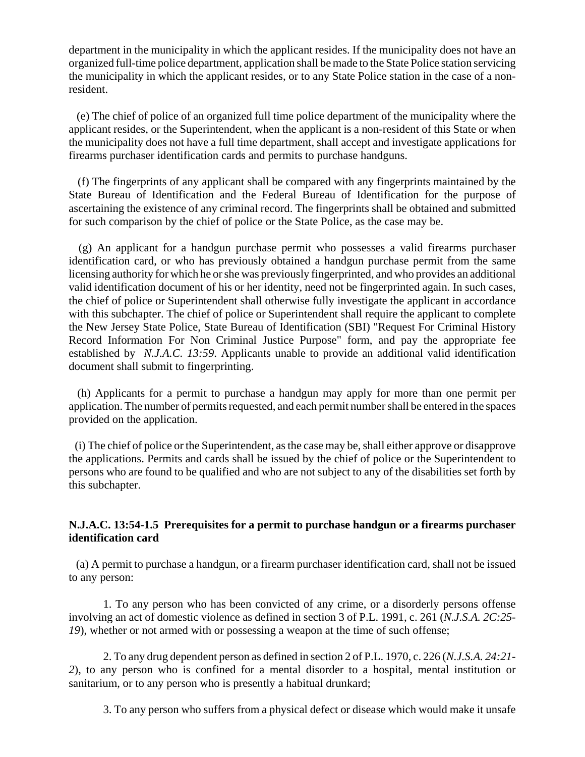department in the municipality in which the applicant resides. If the municipality does not have an organized full-time police department, application shall be made to the State Police station servicing the municipality in which the applicant resides, or to any State Police station in the case of a non-resident.

(e) The chief of police of an organized full time police department of the municipality where the applicant resides, or the Superintendent, when the applicant is a non-resident of this State or when the municipality does not have a full time department, shall accept and investigate applications for firearms purchaser identification cards and permits to purchase handguns.

(f) The fingerprints of any applicant shall be compared with any fingerprints maintained by the State Bureau of Identification and the Federal Bureau of Identification for the purpose of ascertaining the existence of any criminal record. The fingerprints shall be obtained and submitted for such comparison by the chief of police or the State Police, as the case may be.

(g) An applicant for a handgun purchase permit who possesses a valid firearms purchaser identification card, or who has previously obtained a handgun purchase permit from the same licensing authority for which he or she was previously fingerprinted, and who provides an additional valid identification document of his or her identity, need not be fingerprinted again. In such cases, the chief of police or Superintendent shall otherwise fully investigate the applicant in accordance with this subchapter. The chief of police or Superintendent shall require the applicant to complete the New Jersey State Police, State Bureau of Identification (SBI) "Request For Criminal History Record Information For Non Criminal Justice Purpose" form, and pay the appropriate fee established by *N.J.A.C. 13:59*. Applicants unable to provide an additional valid identification document shall submit to fingerprinting.

(h) Applicants for a permit to purchase a handgun may apply for more than one permit per application. The number of permits requested, and each permit number shall be entered in the spaces provided on the application.

(i) The chief of police or the Superintendent, as the case may be, shall either approve or disapprove the applications. Permits and cards shall be issued by the chief of police or the Superintendent to persons who are found to be qualified and who are not subject to any of the disabilities set forth by this subchapter.

**N.J.A.C. 13:54-1.5 Prerequisites for a permit to purchase handgun or a firearms purchaser identification card**

(a) A permit to purchase a handgun, or a firearm purchaser identification card, shall not be issued to any person:

1. To any person who has been convicted of any crime, or a disorderly persons offense involving an act of domestic violence as defined in section 3 of P.L. 1991, c. 261 (*N.J.S.A. 2C:25-19*), whether or not armed with or possessing a weapon at the time of such offense;

2. To any drug dependent person as defined in section 2 of P.L. 1970, c. 226 (*N.J.S.A. 24:21-2*), to any person who is confined for a mental disorder to a hospital, mental institution or sanitarium, or to any person who is presently a habitual drunkard;

3. To any person who suffers from a physical defect or disease which would make it unsafe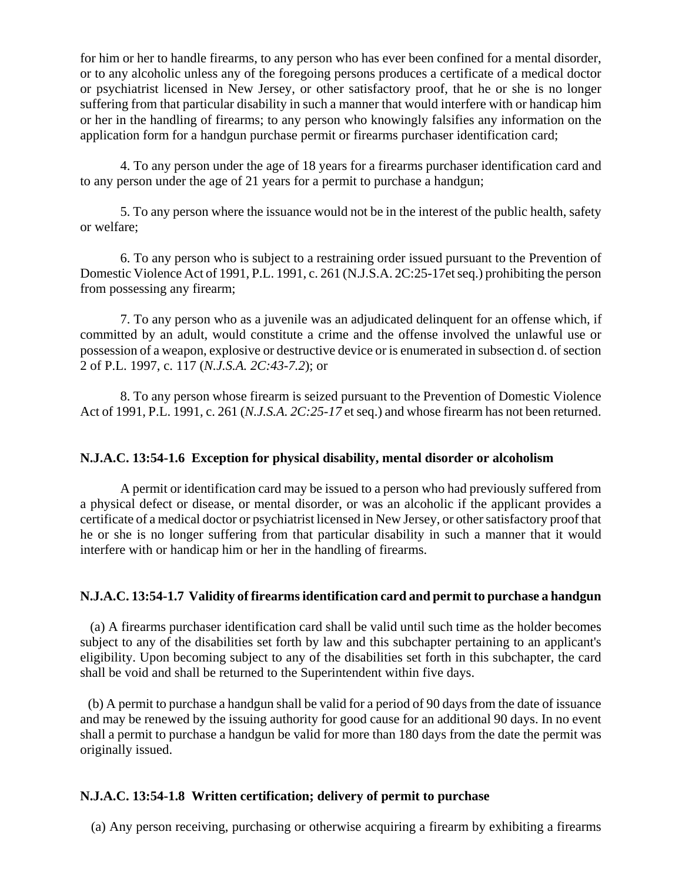for him or her to handle firearms, to any person who has ever been confined for a mental disorder, or to any alcoholic unless any of the foregoing persons produces a certificate of a medical doctor or psychiatrist licensed in New Jersey, or other satisfactory proof, that he or she is no longer suffering from that particular disability in such a manner that would interfere with or handicap him or her in the handling of firearms; to any person who knowingly falsifies any information on the application form for a handgun purchase permit or firearms purchaser identification card;

4. To any person under the age of 18 years for a firearms purchaser identification card and to any person under the age of 21 years for a permit to purchase a handgun;

5. To any person where the issuance would not be in the interest of the public health, safety or welfare;

6. To any person who is subject to a restraining order issued pursuant to the Prevention of Domestic Violence Act of 1991, P.L. 1991, c. 261 (N.J.S.A. 2C:25-17et seq.) prohibiting the person from possessing any firearm;

7. To any person who as a juvenile was an adjudicated delinquent for an offense which, if committed by an adult, would constitute a crime and the offense involved the unlawful use or possession of a weapon, explosive or destructive device or is enumerated in subsection d. of section 2 of P.L. 1997, c. 117 (*N.J.S.A. 2C:43-7.2*); or

8. To any person whose firearm is seized pursuant to the Prevention of Domestic Violence Act of 1991, P.L. 1991, c. 261 (*N.J.S.A. 2C:25-17* et seq.) and whose firearm has not been returned.

**N.J.A.C. 13:54-1.6 Exception for physical disability, mental disorder or alcoholism**

A permit or identification card may be issued to a person who had previously suffered from a physical defect or disease, or mental disorder, or was an alcoholic if the applicant provides a certificate of a medical doctor or psychiatrist licensed in New Jersey, or other satisfactory proof that he or she is no longer suffering from that particular disability in such a manner that it would interfere with or handicap him or her in the handling of firearms.

**N.J.A.C. 13:54-1.7 Validity of firearms identification card and permit to purchase a handgun**

(a) A firearms purchaser identification card shall be valid until such time as the holder becomes subject to any of the disabilities set forth by law and this subchapter pertaining to an applicant's eligibility. Upon becoming subject to any of the disabilities set forth in this subchapter, the card shall be void and shall be returned to the Superintendent within five days.

(b) A permit to purchase a handgun shall be valid for a period of 90 days from the date of issuance and may be renewed by the issuing authority for good cause for an additional 90 days. In no event shall a permit to purchase a handgun be valid for more than 180 days from the date the permit was originally issued.

**N.J.A.C. 13:54-1.8 Written certification; delivery of permit to purchase**

(a) Any person receiving, purchasing or otherwise acquiring a firearm by exhibiting a firearms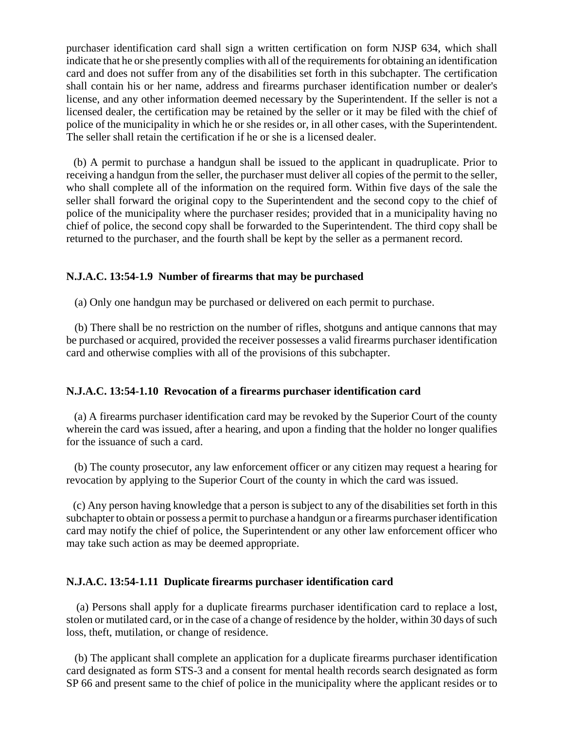purchaser identification card shall sign a written certification on form NJSP 634, which shall indicate that he or she presently complies with all of the requirements for obtaining an identification card and does not suffer from any of the disabilities set forth in this subchapter. The certification shall contain his or her name, address and firearms purchaser identification number or dealer's license, and any other information deemed necessary by the Superintendent. If the seller is not a licensed dealer, the certification may be retained by the seller or it may be filed with the chief of police of the municipality in which he or she resides or, in all other cases, with the Superintendent. The seller shall retain the certification if he or she is a licensed dealer.

(b) A permit to purchase a handgun shall be issued to the applicant in quadruplicate. Prior to receiving a handgun from the seller, the purchaser must deliver all copies of the permit to the seller, who shall complete all of the information on the required form. Within five days of the sale the seller shall forward the original copy to the Superintendent and the second copy to the chief of police of the municipality where the purchaser resides; provided that in a municipality having no chief of police, the second copy shall be forwarded to the Superintendent. The third copy shall be returned to the purchaser, and the fourth shall be kept by the seller as a permanent record.

**N.J.A.C. 13:54-1.9 Number of firearms that may be purchased**

(a) Only one handgun may be purchased or delivered on each permit to purchase.

(b) There shall be no restriction on the number of rifles, shotguns and antique cannons that may be purchased or acquired, provided the receiver possesses a valid firearms purchaser identification card and otherwise complies with all of the provisions of this subchapter.

**N.J.A.C. 13:54-1.10 Revocation of a firearms purchaser identification card**

(a) A firearms purchaser identification card may be revoked by the Superior Court of the county wherein the card was issued, after a hearing, and upon a finding that the holder no longer qualifies for the issuance of such a card.

(b) The county prosecutor, any law enforcement officer or any citizen may request a hearing for revocation by applying to the Superior Court of the county in which the card was issued.

(c) Any person having knowledge that a person is subject to any of the disabilities set forth in this subchapter to obtain or possess a permit to purchase a handgun or a firearms purchaser identification card may notify the chief of police, the Superintendent or any other law enforcement officer who may take such action as may be deemed appropriate.

**N.J.A.C. 13:54-1.11 Duplicate firearms purchaser identification card**

(a) Persons shall apply for a duplicate firearms purchaser identification card to replace a lost, stolen or mutilated card, or in the case of a change of residence by the holder, within 30 days of such loss, theft, mutilation, or change of residence.

(b) The applicant shall complete an application for a duplicate firearms purchaser identification card designated as form STS-3 and a consent for mental health records search designated as form SP 66 and present same to the chief of police in the municipality where the applicant resides or to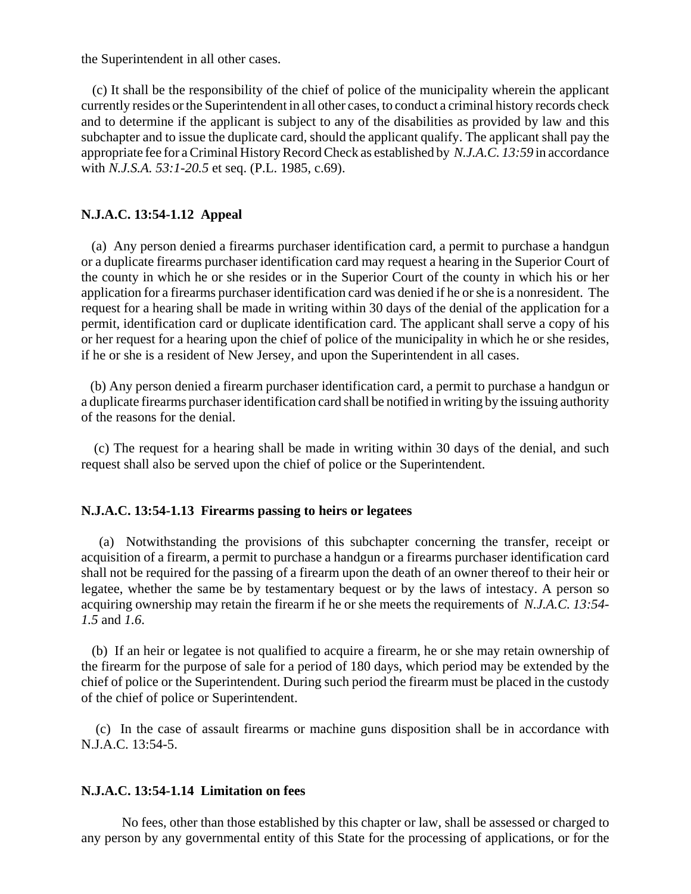the Superintendent in all other cases.

(c) It shall be the responsibility of the chief of police of the municipality wherein the applicant currently resides or the Superintendent in all other cases, to conduct a criminal history records check and to determine if the applicant is subject to any of the disabilities as provided by law and this subchapter and to issue the duplicate card, should the applicant qualify. The applicant shall pay the appropriate fee for a Criminal History Record Check as established by *N.J.A.C. 13:59* in accordance with *N.J.S.A. 53:1-20.5* et seq. (P.L. 1985, c.69).

**N.J.A.C. 13:54-1.12 Appeal**

(a) Any person denied a firearms purchaser identification card, a permit to purchase a handgun or a duplicate firearms purchaser identification card may request a hearing in the Superior Court of the county in which he or she resides or in the Superior Court of the county in which his or her application for a firearms purchaser identification card was denied if he or she is a nonresident. The request for a hearing shall be made in writing within 30 days of the denial of the application for a permit, identification card or duplicate identification card. The applicant shall serve a copy of his or her request for a hearing upon the chief of police of the municipality in which he or she resides, if he or she is a resident of New Jersey, and upon the Superintendent in all cases.

(b) Any person denied a firearm purchaser identification card, a permit to purchase a handgun or a duplicate firearms purchaser identification card shall be notified in writing by the issuing authority of the reasons for the denial.

(c) The request for a hearing shall be made in writing within 30 days of the denial, and such request shall also be served upon the chief of police or the Superintendent.

**N.J.A.C. 13:54-1.13 Firearms passing to heirs or legatees**

(a) Notwithstanding the provisions of this subchapter concerning the transfer, receipt or acquisition of a firearm, a permit to purchase a handgun or a firearms purchaser identification card shall not be required for the passing of a firearm upon the death of an owner thereof to their heir or legatee, whether the same be by testamentary bequest or by the laws of intestacy. A person so acquiring ownership may retain the firearm if he or she meets the requirements of *N.J.A.C. 13:54-1.5* and *1.6*.

(b) If an heir or legatee is not qualified to acquire a firearm, he or she may retain ownership of the firearm for the purpose of sale for a period of 180 days, which period may be extended by the chief of police or the Superintendent. During such period the firearm must be placed in the custody of the chief of police or Superintendent.

(c) In the case of assault firearms or machine guns disposition shall be in accordance with N.J.A.C. 13:54-5.

**N.J.A.C. 13:54-1.14 Limitation on fees**

No fees, other than those established by this chapter or law, shall be assessed or charged to any person by any governmental entity of this State for the processing of applications, or for the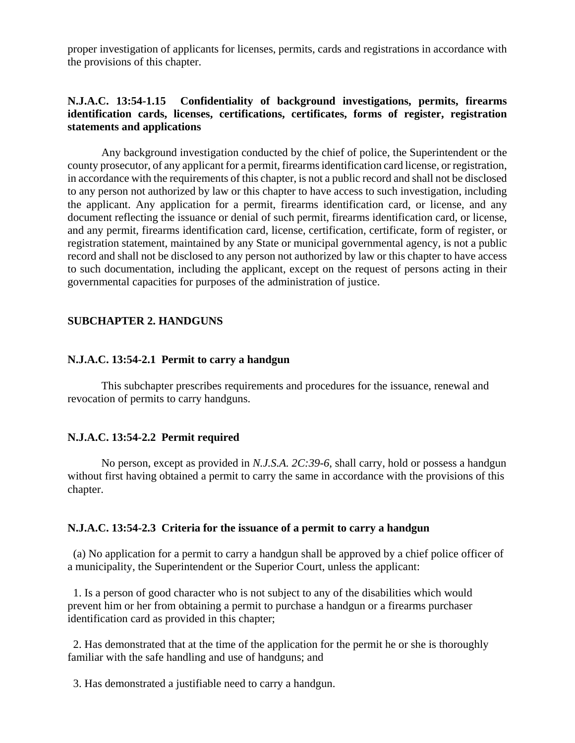proper investigation of applicants for licenses, permits, cards and registrations in accordance with the provisions of this chapter.

### N.J.A.C. 13:54-1.15 Confidentiality of background investigations, permits, firearms identification cards, licenses, certifications, certificates, forms of register, registration statements and applications

Any background investigation conducted by the chief of police, the Superintendent or the county prosecutor, of any applicant for a permit, firearms identification card license, or registration, in accordance with the requirements of this chapter, is not a public record and shall not be disclosed to any person not authorized by law or this chapter to have access to such investigation, including the applicant. Any application for a permit, firearms identification card, or license, and any document reflecting the issuance or denial of such permit, firearms identification card, or license, and any permit, firearms identification card, license, certification, certificate, form of register, or registration statement, maintained by any State or municipal governmental agency, is not a public record and shall not be disclosed to any person not authorized by law or this chapter to have access to such documentation, including the applicant, except on the request of persons acting in their governmental capacities for purposes of the administration of justice.

## SUBCHAPTER 2. HANDGUNS

### N.J.A.C. 13:54-2.1 Permit to carry a handgun

This subchapter prescribes requirements and procedures for the issuance, renewal and revocation of permits to carry handguns.

### N.J.A.C. 13:54-2.2 Permit required

No person, except as provided in *N.J.S.A. 2C:39-6*, shall carry, hold or possess a handgun without first having obtained a permit to carry the same in accordance with the provisions of this chapter.

### N.J.A.C. 13:54-2.3 Criteria for the issuance of a permit to carry a handgun

(a) No application for a permit to carry a handgun shall be approved by a chief police officer of a municipality, the Superintendent or the Superior Court, unless the applicant:

1. Is a person of good character who is not subject to any of the disabilities which would prevent him or her from obtaining a permit to purchase a handgun or a firearms purchaser identification card as provided in this chapter;

2. Has demonstrated that at the time of the application for the permit he or she is thoroughly familiar with the safe handling and use of handguns; and

3. Has demonstrated a justifiable need to carry a handgun.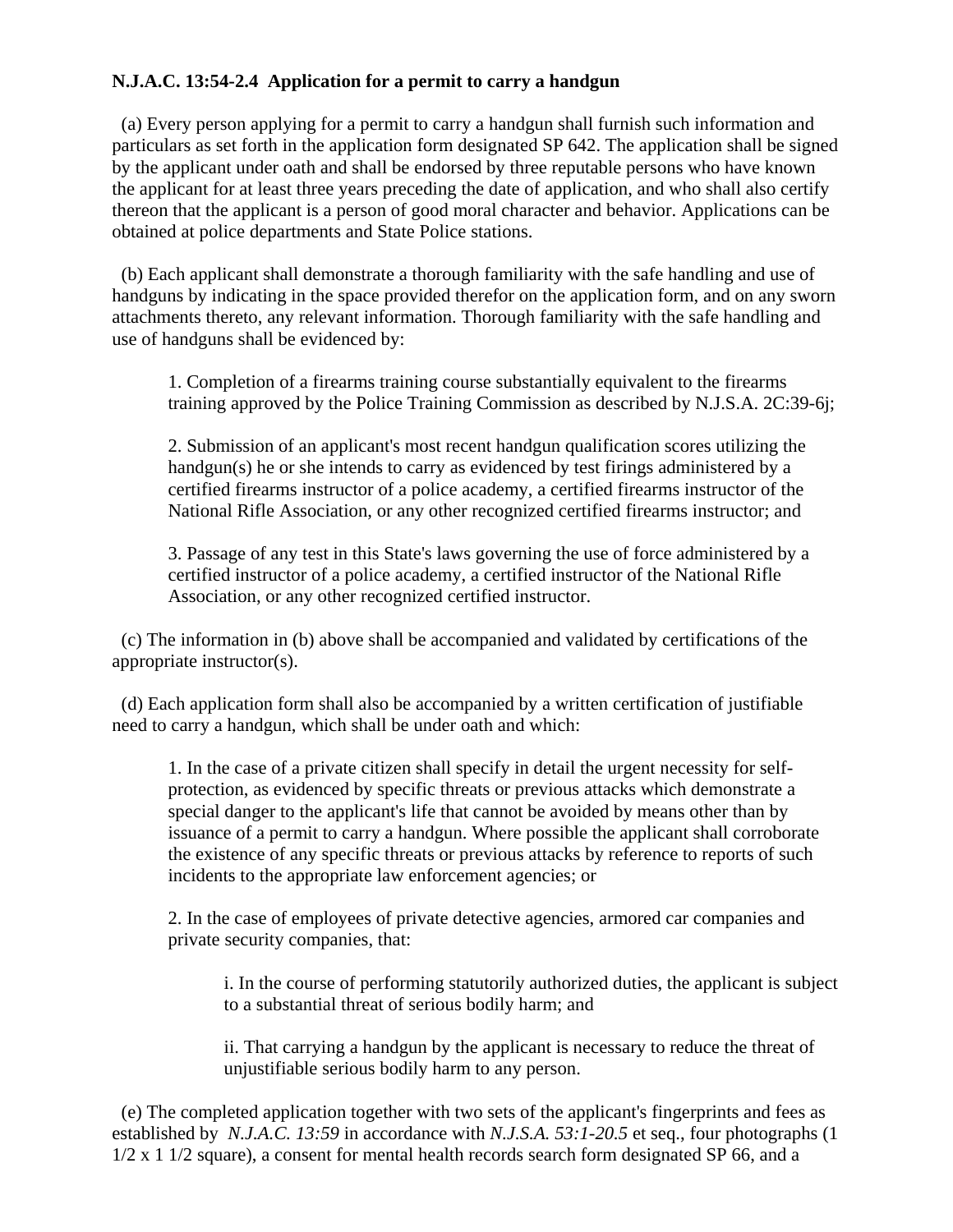**N.J.A.C. 13:54-2.4 Application for a permit to carry a handgun**

(a) Every person applying for a permit to carry a handgun shall furnish such information and particulars as set forth in the application form designated SP 642. The application shall be signed by the applicant under oath and shall be endorsed by three reputable persons who have known the applicant for at least three years preceding the date of application, and who shall also certify thereon that the applicant is a person of good moral character and behavior. Applications can be obtained at police departments and State Police stations.

(b) Each applicant shall demonstrate a thorough familiarity with the safe handling and use of handguns by indicating in the space provided therefor on the application form, and on any sworn attachments thereto, any relevant information. Thorough familiarity with the safe handling and use of handguns shall be evidenced by:

> 1. Completion of a firearms training course substantially equivalent to the firearms training approved by the Police Training Commission as described by N.J.S.A. 2C:39-6j;
>
> 2. Submission of an applicant's most recent handgun qualification scores utilizing the handgun(s) he or she intends to carry as evidenced by test firings administered by a certified firearms instructor of a police academy, a certified firearms instructor of the National Rifle Association, or any other recognized certified firearms instructor; and
>
> 3. Passage of any test in this State's laws governing the use of force administered by a certified instructor of a police academy, a certified instructor of the National Rifle Association, or any other recognized certified instructor.

(c) The information in (b) above shall be accompanied and validated by certifications of the appropriate instructor(s).

(d) Each application form shall also be accompanied by a written certification of justifiable need to carry a handgun, which shall be under oath and which:

> 1. In the case of a private citizen shall specify in detail the urgent necessity for self-protection, as evidenced by specific threats or previous attacks which demonstrate a special danger to the applicant's life that cannot be avoided by means other than by issuance of a permit to carry a handgun. Where possible the applicant shall corroborate the existence of any specific threats or previous attacks by reference to reports of such incidents to the appropriate law enforcement agencies; or
>
> 2. In the case of employees of private detective agencies, armored car companies and private security companies, that:
>
> > i. In the course of performing statutorily authorized duties, the applicant is subject to a substantial threat of serious bodily harm; and
> >
> > ii. That carrying a handgun by the applicant is necessary to reduce the threat of unjustifiable serious bodily harm to any person.

(e) The completed application together with two sets of the applicant's fingerprints and fees as established by *N.J.A.C. 13:59* in accordance with *N.J.S.A. 53:1-20.5* et seq., four photographs (1 1/2 x 1 1/2 square), a consent for mental health records search form designated SP 66, and a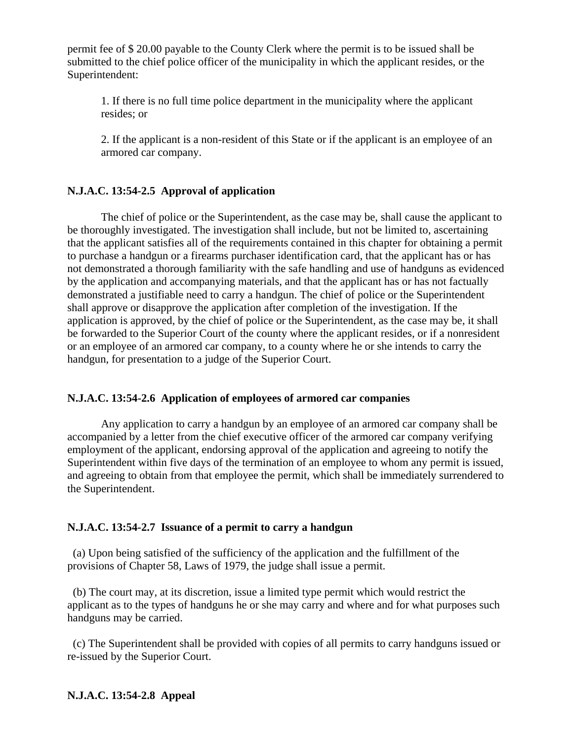permit fee of $ 20.00 payable to the County Clerk where the permit is to be issued shall be submitted to the chief police officer of the municipality in which the applicant resides, or the Superintendent:

1. If there is no full time police department in the municipality where the applicant resides; or

2. If the applicant is a non-resident of this State or if the applicant is an employee of an armored car company.

**N.J.A.C. 13:54-2.5 Approval of application**

The chief of police or the Superintendent, as the case may be, shall cause the applicant to be thoroughly investigated. The investigation shall include, but not be limited to, ascertaining that the applicant satisfies all of the requirements contained in this chapter for obtaining a permit to purchase a handgun or a firearms purchaser identification card, that the applicant has or has not demonstrated a thorough familiarity with the safe handling and use of handguns as evidenced by the application and accompanying materials, and that the applicant has or has not factually demonstrated a justifiable need to carry a handgun. The chief of police or the Superintendent shall approve or disapprove the application after completion of the investigation. If the application is approved, by the chief of police or the Superintendent, as the case may be, it shall be forwarded to the Superior Court of the county where the applicant resides, or if a nonresident or an employee of an armored car company, to a county where he or she intends to carry the handgun, for presentation to a judge of the Superior Court.

**N.J.A.C. 13:54-2.6 Application of employees of armored car companies**

Any application to carry a handgun by an employee of an armored car company shall be accompanied by a letter from the chief executive officer of the armored car company verifying employment of the applicant, endorsing approval of the application and agreeing to notify the Superintendent within five days of the termination of an employee to whom any permit is issued, and agreeing to obtain from that employee the permit, which shall be immediately surrendered to the Superintendent.

**N.J.A.C. 13:54-2.7 Issuance of a permit to carry a handgun**

(a) Upon being satisfied of the sufficiency of the application and the fulfillment of the provisions of Chapter 58, Laws of 1979, the judge shall issue a permit.

(b) The court may, at its discretion, issue a limited type permit which would restrict the applicant as to the types of handguns he or she may carry and where and for what purposes such handguns may be carried.

(c) The Superintendent shall be provided with copies of all permits to carry handguns issued or re-issued by the Superior Court.

**N.J.A.C. 13:54-2.8 Appeal**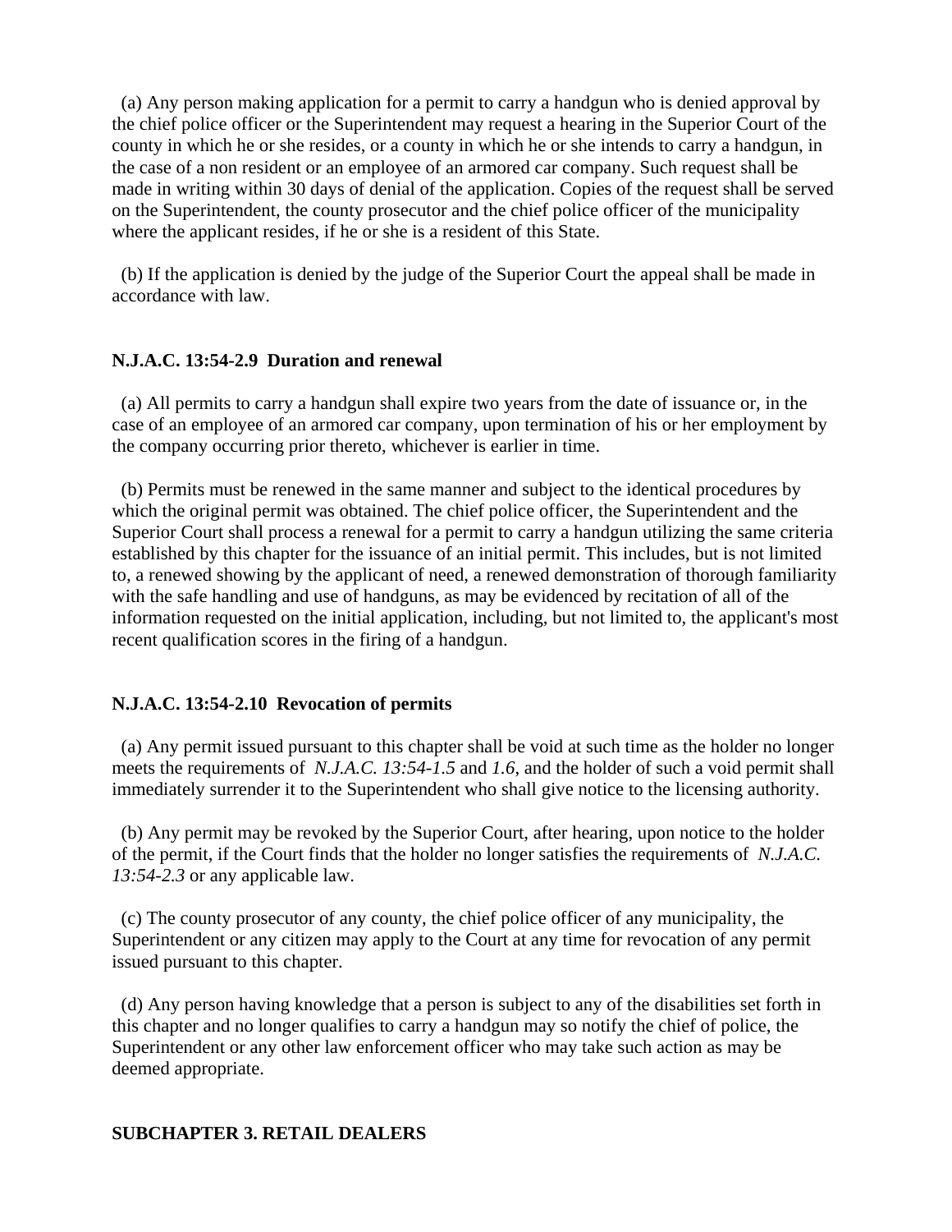(a) Any person making application for a permit to carry a handgun who is denied approval by the chief police officer or the Superintendent may request a hearing in the Superior Court of the county in which he or she resides, or a county in which he or she intends to carry a handgun, in the case of a non resident or an employee of an armored car company. Such request shall be made in writing within 30 days of denial of the application. Copies of the request shall be served on the Superintendent, the county prosecutor and the chief police officer of the municipality where the applicant resides, if he or she is a resident of this State.

(b) If the application is denied by the judge of the Superior Court the appeal shall be made in accordance with law.

**N.J.A.C. 13:54-2.9 Duration and renewal**

(a) All permits to carry a handgun shall expire two years from the date of issuance or, in the case of an employee of an armored car company, upon termination of his or her employment by the company occurring prior thereto, whichever is earlier in time.

(b) Permits must be renewed in the same manner and subject to the identical procedures by which the original permit was obtained. The chief police officer, the Superintendent and the Superior Court shall process a renewal for a permit to carry a handgun utilizing the same criteria established by this chapter for the issuance of an initial permit. This includes, but is not limited to, a renewed showing by the applicant of need, a renewed demonstration of thorough familiarity with the safe handling and use of handguns, as may be evidenced by recitation of all of the information requested on the initial application, including, but not limited to, the applicant's most recent qualification scores in the firing of a handgun.

**N.J.A.C. 13:54-2.10 Revocation of permits**

(a) Any permit issued pursuant to this chapter shall be void at such time as the holder no longer meets the requirements of *N.J.A.C. 13:54-1.5* and *1.6*, and the holder of such a void permit shall immediately surrender it to the Superintendent who shall give notice to the licensing authority.

(b) Any permit may be revoked by the Superior Court, after hearing, upon notice to the holder of the permit, if the Court finds that the holder no longer satisfies the requirements of *N.J.A.C. 13:54-2.3* or any applicable law.

(c) The county prosecutor of any county, the chief police officer of any municipality, the Superintendent or any citizen may apply to the Court at any time for revocation of any permit issued pursuant to this chapter.

(d) Any person having knowledge that a person is subject to any of the disabilities set forth in this chapter and no longer qualifies to carry a handgun may so notify the chief of police, the Superintendent or any other law enforcement officer who may take such action as may be deemed appropriate.

**SUBCHAPTER 3. RETAIL DEALERS**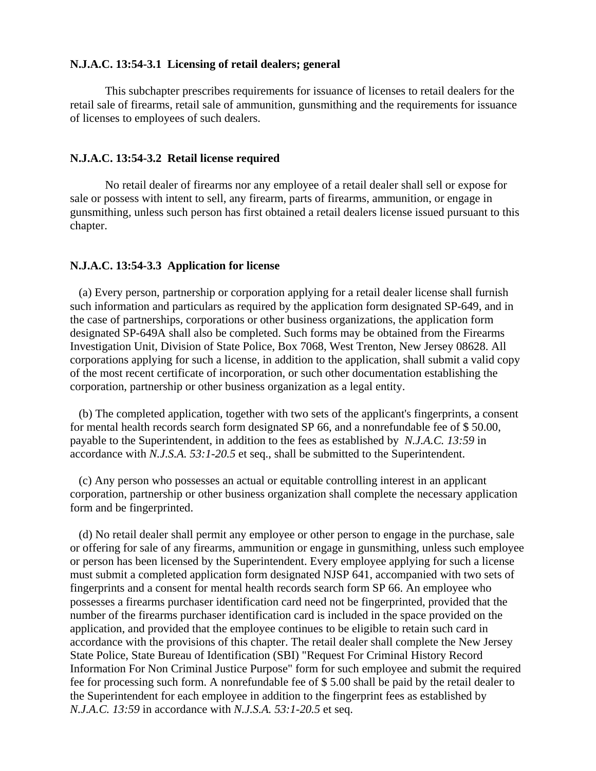**N.J.A.C. 13:54-3.1 Licensing of retail dealers; general**

This subchapter prescribes requirements for issuance of licenses to retail dealers for the retail sale of firearms, retail sale of ammunition, gunsmithing and the requirements for issuance of licenses to employees of such dealers.

**N.J.A.C. 13:54-3.2 Retail license required**

No retail dealer of firearms nor any employee of a retail dealer shall sell or expose for sale or possess with intent to sell, any firearm, parts of firearms, ammunition, or engage in gunsmithing, unless such person has first obtained a retail dealers license issued pursuant to this chapter.

**N.J.A.C. 13:54-3.3 Application for license**

(a) Every person, partnership or corporation applying for a retail dealer license shall furnish such information and particulars as required by the application form designated SP-649, and in the case of partnerships, corporations or other business organizations, the application form designated SP-649A shall also be completed. Such forms may be obtained from the Firearms Investigation Unit, Division of State Police, Box 7068, West Trenton, New Jersey 08628. All corporations applying for such a license, in addition to the application, shall submit a valid copy of the most recent certificate of incorporation, or such other documentation establishing the corporation, partnership or other business organization as a legal entity.

(b) The completed application, together with two sets of the applicant's fingerprints, a consent for mental health records search form designated SP 66, and a nonrefundable fee of $ 50.00, payable to the Superintendent, in addition to the fees as established by *N.J.A.C. 13:59* in accordance with *N.J.S.A. 53:1-20.5* et seq., shall be submitted to the Superintendent.

(c) Any person who possesses an actual or equitable controlling interest in an applicant corporation, partnership or other business organization shall complete the necessary application form and be fingerprinted.

(d) No retail dealer shall permit any employee or other person to engage in the purchase, sale or offering for sale of any firearms, ammunition or engage in gunsmithing, unless such employee or person has been licensed by the Superintendent. Every employee applying for such a license must submit a completed application form designated NJSP 641, accompanied with two sets of fingerprints and a consent for mental health records search form SP 66. An employee who possesses a firearms purchaser identification card need not be fingerprinted, provided that the number of the firearms purchaser identification card is included in the space provided on the application, and provided that the employee continues to be eligible to retain such card in accordance with the provisions of this chapter. The retail dealer shall complete the New Jersey State Police, State Bureau of Identification (SBI) "Request For Criminal History Record Information For Non Criminal Justice Purpose" form for such employee and submit the required fee for processing such form. A nonrefundable fee of $ 5.00 shall be paid by the retail dealer to the Superintendent for each employee in addition to the fingerprint fees as established by *N.J.A.C. 13:59* in accordance with *N.J.S.A. 53:1-20.5* et seq.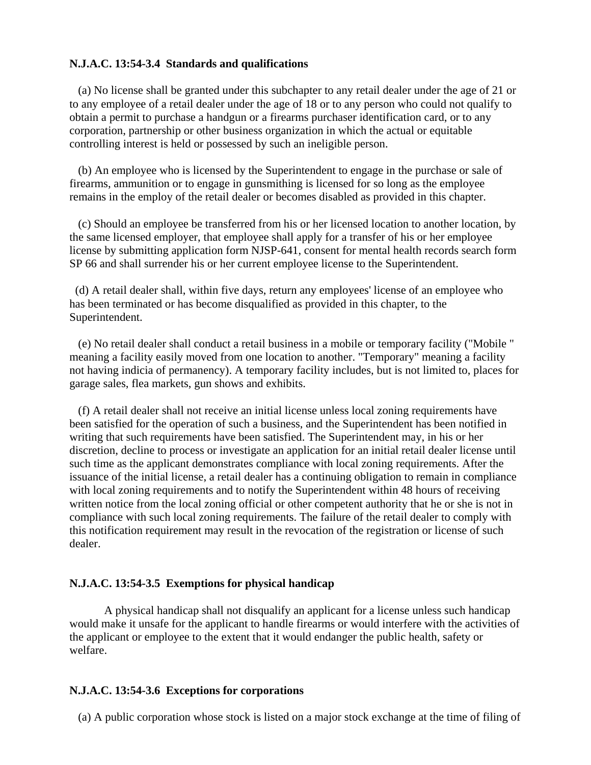**N.J.A.C. 13:54-3.4 Standards and qualifications**

(a) No license shall be granted under this subchapter to any retail dealer under the age of 21 or to any employee of a retail dealer under the age of 18 or to any person who could not qualify to obtain a permit to purchase a handgun or a firearms purchaser identification card, or to any corporation, partnership or other business organization in which the actual or equitable controlling interest is held or possessed by such an ineligible person.

(b) An employee who is licensed by the Superintendent to engage in the purchase or sale of firearms, ammunition or to engage in gunsmithing is licensed for so long as the employee remains in the employ of the retail dealer or becomes disabled as provided in this chapter.

(c) Should an employee be transferred from his or her licensed location to another location, by the same licensed employer, that employee shall apply for a transfer of his or her employee license by submitting application form NJSP-641, consent for mental health records search form SP 66 and shall surrender his or her current employee license to the Superintendent.

(d) A retail dealer shall, within five days, return any employees' license of an employee who has been terminated or has become disqualified as provided in this chapter, to the Superintendent.

(e) No retail dealer shall conduct a retail business in a mobile or temporary facility ("Mobile " meaning a facility easily moved from one location to another. "Temporary" meaning a facility not having indicia of permanency). A temporary facility includes, but is not limited to, places for garage sales, flea markets, gun shows and exhibits.

(f) A retail dealer shall not receive an initial license unless local zoning requirements have been satisfied for the operation of such a business, and the Superintendent has been notified in writing that such requirements have been satisfied. The Superintendent may, in his or her discretion, decline to process or investigate an application for an initial retail dealer license until such time as the applicant demonstrates compliance with local zoning requirements. After the issuance of the initial license, a retail dealer has a continuing obligation to remain in compliance with local zoning requirements and to notify the Superintendent within 48 hours of receiving written notice from the local zoning official or other competent authority that he or she is not in compliance with such local zoning requirements. The failure of the retail dealer to comply with this notification requirement may result in the revocation of the registration or license of such dealer.

**N.J.A.C. 13:54-3.5 Exemptions for physical handicap**

A physical handicap shall not disqualify an applicant for a license unless such handicap would make it unsafe for the applicant to handle firearms or would interfere with the activities of the applicant or employee to the extent that it would endanger the public health, safety or welfare.

**N.J.A.C. 13:54-3.6 Exceptions for corporations**

(a) A public corporation whose stock is listed on a major stock exchange at the time of filing of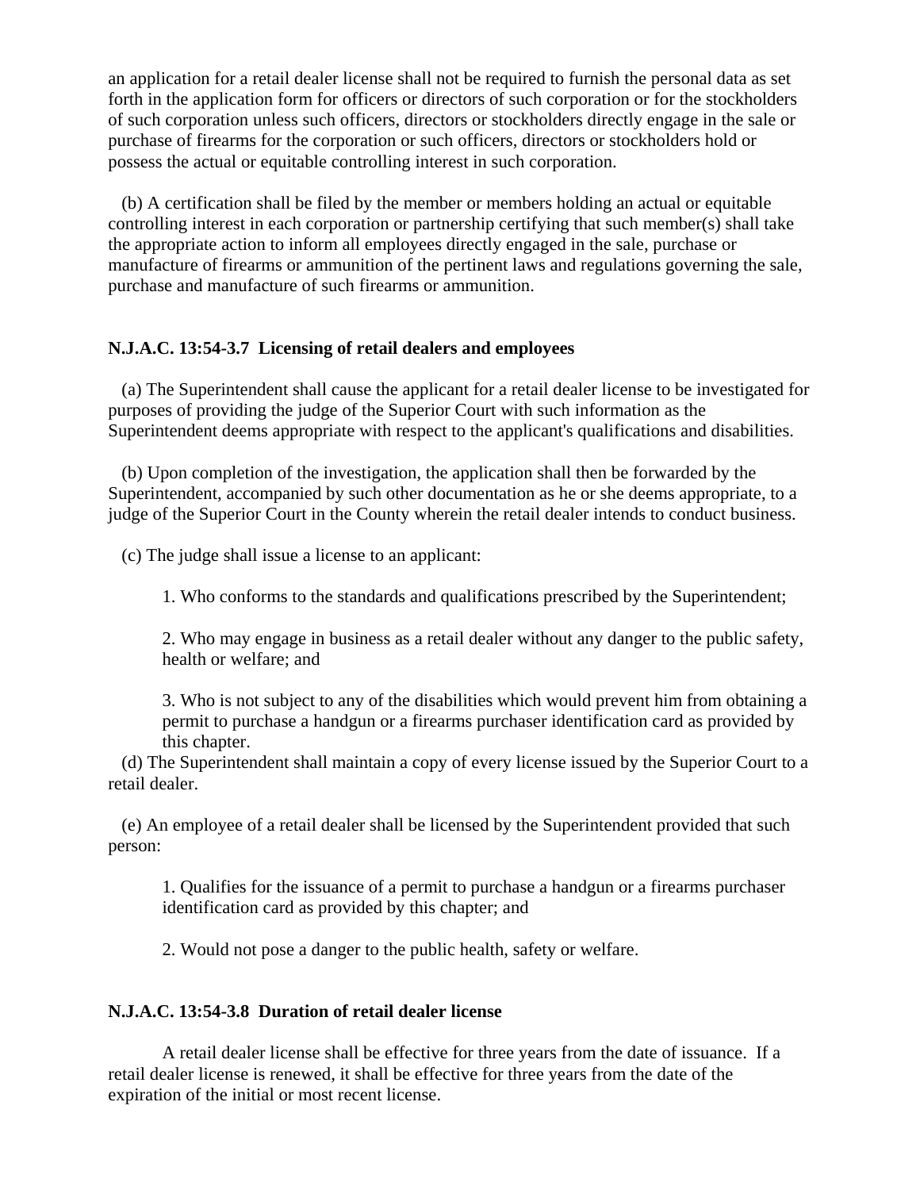an application for a retail dealer license shall not be required to furnish the personal data as set forth in the application form for officers or directors of such corporation or for the stockholders of such corporation unless such officers, directors or stockholders directly engage in the sale or purchase of firearms for the corporation or such officers, directors or stockholders hold or possess the actual or equitable controlling interest in such corporation.

(b) A certification shall be filed by the member or members holding an actual or equitable controlling interest in each corporation or partnership certifying that such member(s) shall take the appropriate action to inform all employees directly engaged in the sale, purchase or manufacture of firearms or ammunition of the pertinent laws and regulations governing the sale, purchase and manufacture of such firearms or ammunition.

**N.J.A.C. 13:54-3.7 Licensing of retail dealers and employees**

(a) The Superintendent shall cause the applicant for a retail dealer license to be investigated for purposes of providing the judge of the Superior Court with such information as the Superintendent deems appropriate with respect to the applicant's qualifications and disabilities.

(b) Upon completion of the investigation, the application shall then be forwarded by the Superintendent, accompanied by such other documentation as he or she deems appropriate, to a judge of the Superior Court in the County wherein the retail dealer intends to conduct business.

(c) The judge shall issue a license to an applicant:

1. Who conforms to the standards and qualifications prescribed by the Superintendent;

2. Who may engage in business as a retail dealer without any danger to the public safety, health or welfare; and

3. Who is not subject to any of the disabilities which would prevent him from obtaining a permit to purchase a handgun or a firearms purchaser identification card as provided by this chapter.

(d) The Superintendent shall maintain a copy of every license issued by the Superior Court to a retail dealer.

(e) An employee of a retail dealer shall be licensed by the Superintendent provided that such person:

1. Qualifies for the issuance of a permit to purchase a handgun or a firearms purchaser identification card as provided by this chapter; and

2. Would not pose a danger to the public health, safety or welfare.

**N.J.A.C. 13:54-3.8 Duration of retail dealer license**

A retail dealer license shall be effective for three years from the date of issuance. If a retail dealer license is renewed, it shall be effective for three years from the date of the expiration of the initial or most recent license.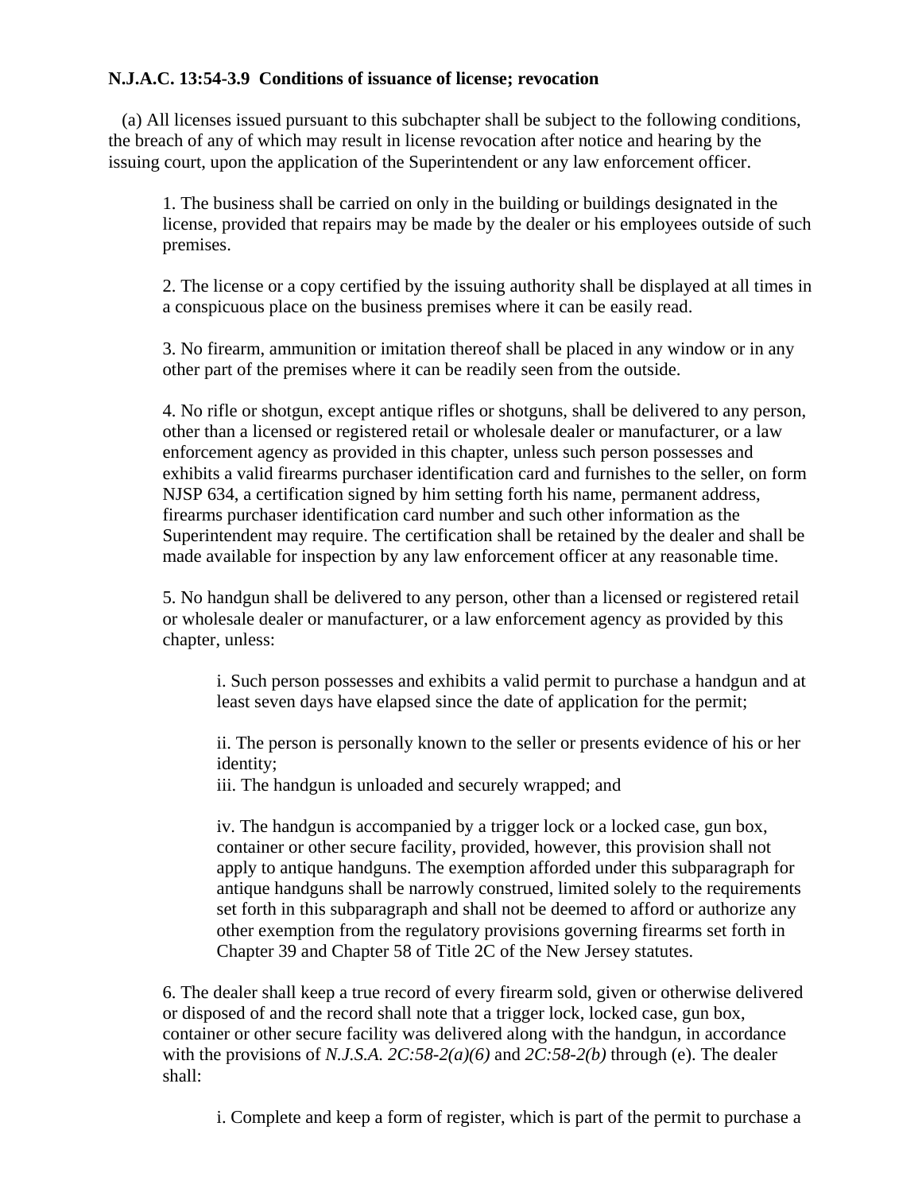**N.J.A.C. 13:54-3.9 Conditions of issuance of license; revocation**

(a) All licenses issued pursuant to this subchapter shall be subject to the following conditions, the breach of any of which may result in license revocation after notice and hearing by the issuing court, upon the application of the Superintendent or any law enforcement officer.

1. The business shall be carried on only in the building or buildings designated in the license, provided that repairs may be made by the dealer or his employees outside of such premises.

2. The license or a copy certified by the issuing authority shall be displayed at all times in a conspicuous place on the business premises where it can be easily read.

3. No firearm, ammunition or imitation thereof shall be placed in any window or in any other part of the premises where it can be readily seen from the outside.

4. No rifle or shotgun, except antique rifles or shotguns, shall be delivered to any person, other than a licensed or registered retail or wholesale dealer or manufacturer, or a law enforcement agency as provided in this chapter, unless such person possesses and exhibits a valid firearms purchaser identification card and furnishes to the seller, on form NJSP 634, a certification signed by him setting forth his name, permanent address, firearms purchaser identification card number and such other information as the Superintendent may require. The certification shall be retained by the dealer and shall be made available for inspection by any law enforcement officer at any reasonable time.

5. No handgun shall be delivered to any person, other than a licensed or registered retail or wholesale dealer or manufacturer, or a law enforcement agency as provided by this chapter, unless:

i. Such person possesses and exhibits a valid permit to purchase a handgun and at least seven days have elapsed since the date of application for the permit;

ii. The person is personally known to the seller or presents evidence of his or her identity;

iii. The handgun is unloaded and securely wrapped; and

iv. The handgun is accompanied by a trigger lock or a locked case, gun box, container or other secure facility, provided, however, this provision shall not apply to antique handguns. The exemption afforded under this subparagraph for antique handguns shall be narrowly construed, limited solely to the requirements set forth in this subparagraph and shall not be deemed to afford or authorize any other exemption from the regulatory provisions governing firearms set forth in Chapter 39 and Chapter 58 of Title 2C of the New Jersey statutes.

6. The dealer shall keep a true record of every firearm sold, given or otherwise delivered or disposed of and the record shall note that a trigger lock, locked case, gun box, container or other secure facility was delivered along with the handgun, in accordance with the provisions of *N.J.S.A. 2C:58-2(a)(6)* and *2C:58-2(b)* through (e). The dealer shall:

i. Complete and keep a form of register, which is part of the permit to purchase a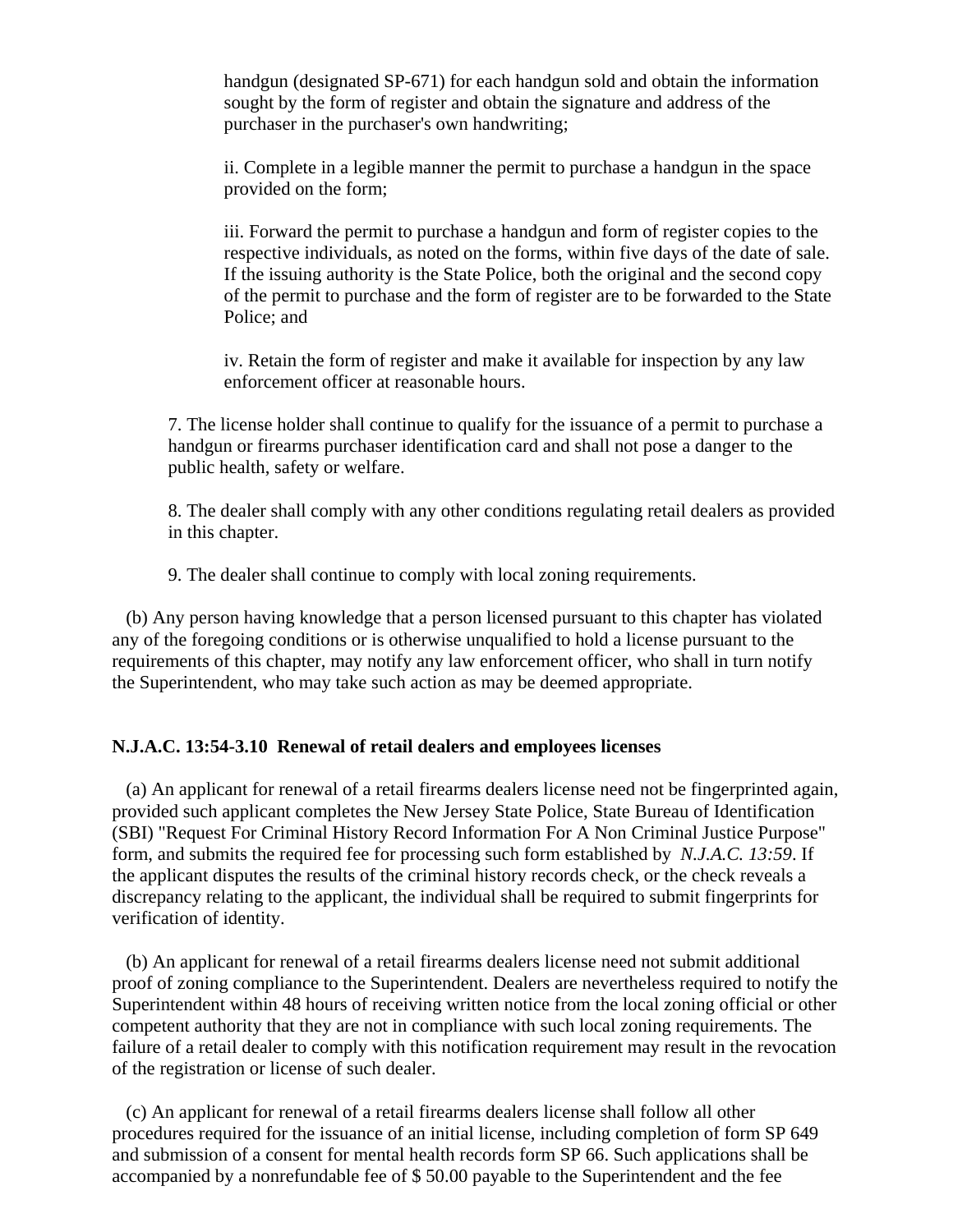handgun (designated SP-671) for each handgun sold and obtain the information sought by the form of register and obtain the signature and address of the purchaser in the purchaser's own handwriting;

ii. Complete in a legible manner the permit to purchase a handgun in the space provided on the form;

iii. Forward the permit to purchase a handgun and form of register copies to the respective individuals, as noted on the forms, within five days of the date of sale. If the issuing authority is the State Police, both the original and the second copy of the permit to purchase and the form of register are to be forwarded to the State Police; and

iv. Retain the form of register and make it available for inspection by any law enforcement officer at reasonable hours.

7. The license holder shall continue to qualify for the issuance of a permit to purchase a handgun or firearms purchaser identification card and shall not pose a danger to the public health, safety or welfare.

8. The dealer shall comply with any other conditions regulating retail dealers as provided in this chapter.

9. The dealer shall continue to comply with local zoning requirements.

(b) Any person having knowledge that a person licensed pursuant to this chapter has violated any of the foregoing conditions or is otherwise unqualified to hold a license pursuant to the requirements of this chapter, may notify any law enforcement officer, who shall in turn notify the Superintendent, who may take such action as may be deemed appropriate.

**N.J.A.C. 13:54-3.10 Renewal of retail dealers and employees licenses**

(a) An applicant for renewal of a retail firearms dealers license need not be fingerprinted again, provided such applicant completes the New Jersey State Police, State Bureau of Identification (SBI) "Request For Criminal History Record Information For A Non Criminal Justice Purpose" form, and submits the required fee for processing such form established by *N.J.A.C. 13:59*. If the applicant disputes the results of the criminal history records check, or the check reveals a discrepancy relating to the applicant, the individual shall be required to submit fingerprints for verification of identity.

(b) An applicant for renewal of a retail firearms dealers license need not submit additional proof of zoning compliance to the Superintendent. Dealers are nevertheless required to notify the Superintendent within 48 hours of receiving written notice from the local zoning official or other competent authority that they are not in compliance with such local zoning requirements. The failure of a retail dealer to comply with this notification requirement may result in the revocation of the registration or license of such dealer.

(c) An applicant for renewal of a retail firearms dealers license shall follow all other procedures required for the issuance of an initial license, including completion of form SP 649 and submission of a consent for mental health records form SP 66. Such applications shall be accompanied by a nonrefundable fee of $ 50.00 payable to the Superintendent and the fee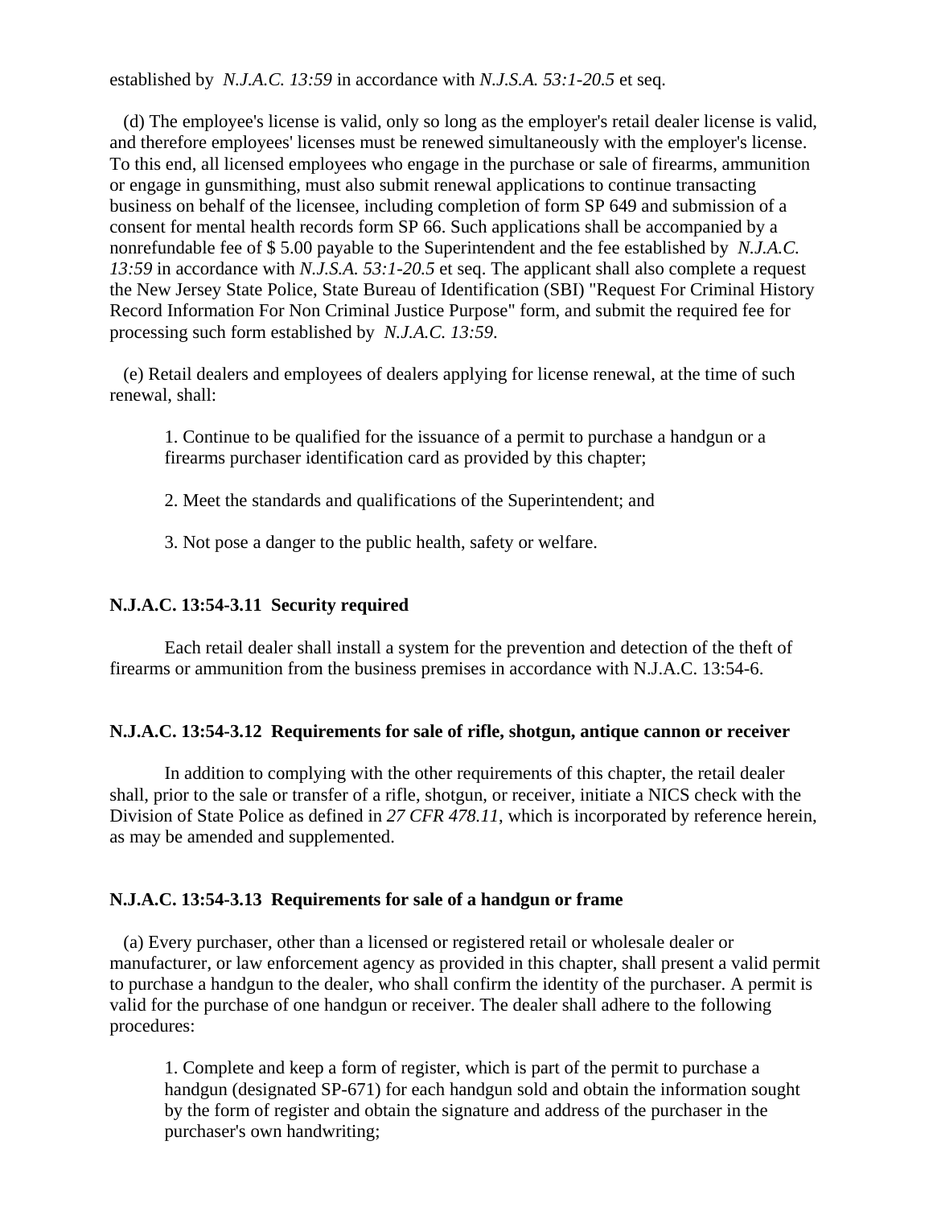established by *N.J.A.C. 13:59* in accordance with *N.J.S.A. 53:1-20.5* et seq.

(d) The employee's license is valid, only so long as the employer's retail dealer license is valid, and therefore employees' licenses must be renewed simultaneously with the employer's license. To this end, all licensed employees who engage in the purchase or sale of firearms, ammunition or engage in gunsmithing, must also submit renewal applications to continue transacting business on behalf of the licensee, including completion of form SP 649 and submission of a consent for mental health records form SP 66. Such applications shall be accompanied by a nonrefundable fee of $ 5.00 payable to the Superintendent and the fee established by *N.J.A.C. 13:59* in accordance with *N.J.S.A. 53:1-20.5* et seq. The applicant shall also complete a request the New Jersey State Police, State Bureau of Identification (SBI) "Request For Criminal History Record Information For Non Criminal Justice Purpose" form, and submit the required fee for processing such form established by *N.J.A.C. 13:59*.

(e) Retail dealers and employees of dealers applying for license renewal, at the time of such renewal, shall:

1. Continue to be qualified for the issuance of a permit to purchase a handgun or a firearms purchaser identification card as provided by this chapter;

2. Meet the standards and qualifications of the Superintendent; and

3. Not pose a danger to the public health, safety or welfare.

**N.J.A.C. 13:54-3.11 Security required**

Each retail dealer shall install a system for the prevention and detection of the theft of firearms or ammunition from the business premises in accordance with N.J.A.C. 13:54-6.

**N.J.A.C. 13:54-3.12 Requirements for sale of rifle, shotgun, antique cannon or receiver**

In addition to complying with the other requirements of this chapter, the retail dealer shall, prior to the sale or transfer of a rifle, shotgun, or receiver, initiate a NICS check with the Division of State Police as defined in *27 CFR 478.11*, which is incorporated by reference herein, as may be amended and supplemented.

**N.J.A.C. 13:54-3.13 Requirements for sale of a handgun or frame**

(a) Every purchaser, other than a licensed or registered retail or wholesale dealer or manufacturer, or law enforcement agency as provided in this chapter, shall present a valid permit to purchase a handgun to the dealer, who shall confirm the identity of the purchaser. A permit is valid for the purchase of one handgun or receiver. The dealer shall adhere to the following procedures:

1. Complete and keep a form of register, which is part of the permit to purchase a handgun (designated SP-671) for each handgun sold and obtain the information sought by the form of register and obtain the signature and address of the purchaser in the purchaser's own handwriting;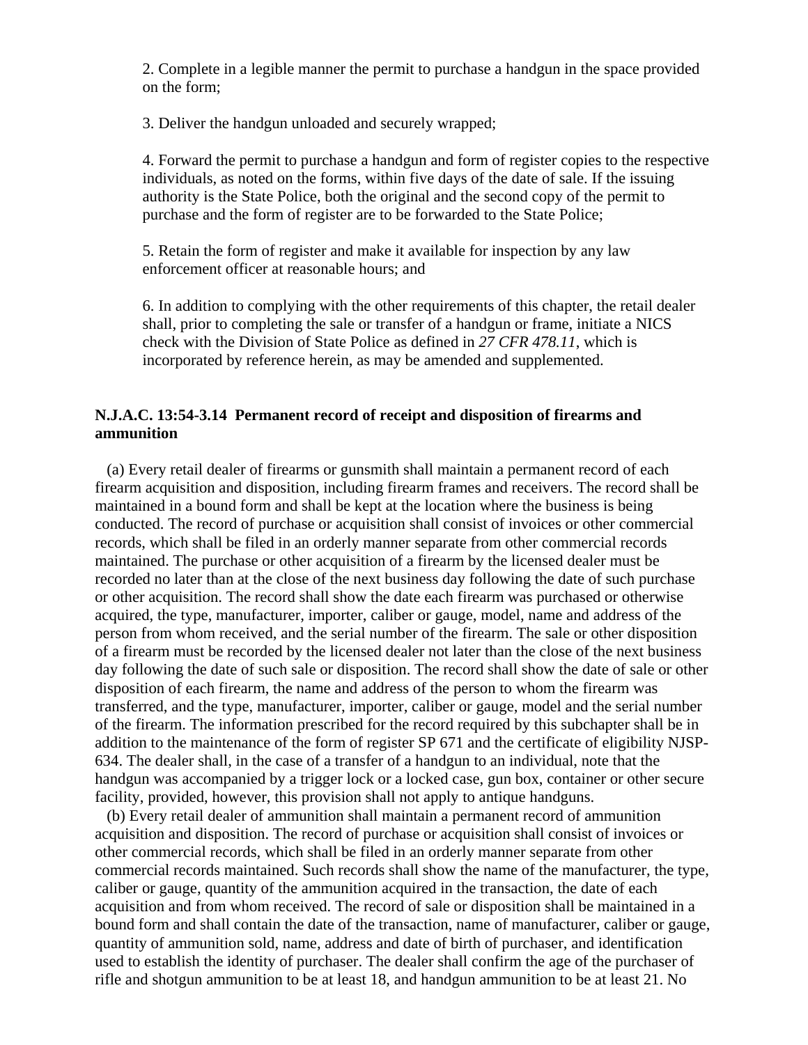2. Complete in a legible manner the permit to purchase a handgun in the space provided on the form;

3. Deliver the handgun unloaded and securely wrapped;

4. Forward the permit to purchase a handgun and form of register copies to the respective individuals, as noted on the forms, within five days of the date of sale. If the issuing authority is the State Police, both the original and the second copy of the permit to purchase and the form of register are to be forwarded to the State Police;

5. Retain the form of register and make it available for inspection by any law enforcement officer at reasonable hours; and

6. In addition to complying with the other requirements of this chapter, the retail dealer shall, prior to completing the sale or transfer of a handgun or frame, initiate a NICS check with the Division of State Police as defined in *27 CFR 478.11*, which is incorporated by reference herein, as may be amended and supplemented.

**N.J.A.C. 13:54-3.14 Permanent record of receipt and disposition of firearms and ammunition**

(a) Every retail dealer of firearms or gunsmith shall maintain a permanent record of each firearm acquisition and disposition, including firearm frames and receivers. The record shall be maintained in a bound form and shall be kept at the location where the business is being conducted. The record of purchase or acquisition shall consist of invoices or other commercial records, which shall be filed in an orderly manner separate from other commercial records maintained. The purchase or other acquisition of a firearm by the licensed dealer must be recorded no later than at the close of the next business day following the date of such purchase or other acquisition. The record shall show the date each firearm was purchased or otherwise acquired, the type, manufacturer, importer, caliber or gauge, model, name and address of the person from whom received, and the serial number of the firearm. The sale or other disposition of a firearm must be recorded by the licensed dealer not later than the close of the next business day following the date of such sale or disposition. The record shall show the date of sale or other disposition of each firearm, the name and address of the person to whom the firearm was transferred, and the type, manufacturer, importer, caliber or gauge, model and the serial number of the firearm. The information prescribed for the record required by this subchapter shall be in addition to the maintenance of the form of register SP 671 and the certificate of eligibility NJSP-634. The dealer shall, in the case of a transfer of a handgun to an individual, note that the handgun was accompanied by a trigger lock or a locked case, gun box, container or other secure facility, provided, however, this provision shall not apply to antique handguns.

(b) Every retail dealer of ammunition shall maintain a permanent record of ammunition acquisition and disposition. The record of purchase or acquisition shall consist of invoices or other commercial records, which shall be filed in an orderly manner separate from other commercial records maintained. Such records shall show the name of the manufacturer, the type, caliber or gauge, quantity of the ammunition acquired in the transaction, the date of each acquisition and from whom received. The record of sale or disposition shall be maintained in a bound form and shall contain the date of the transaction, name of manufacturer, caliber or gauge, quantity of ammunition sold, name, address and date of birth of purchaser, and identification used to establish the identity of purchaser. The dealer shall confirm the age of the purchaser of rifle and shotgun ammunition to be at least 18, and handgun ammunition to be at least 21. No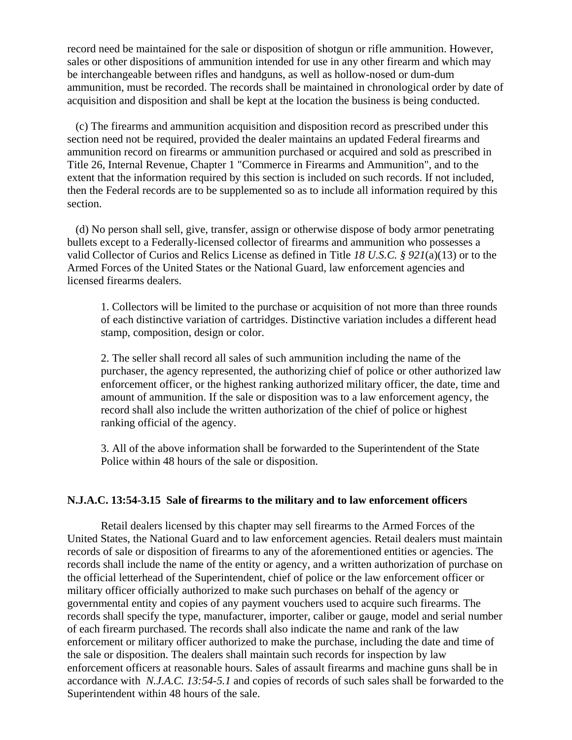record need be maintained for the sale or disposition of shotgun or rifle ammunition. However, sales or other dispositions of ammunition intended for use in any other firearm and which may be interchangeable between rifles and handguns, as well as hollow-nosed or dum-dum ammunition, must be recorded. The records shall be maintained in chronological order by date of acquisition and disposition and shall be kept at the location the business is being conducted.

(c) The firearms and ammunition acquisition and disposition record as prescribed under this section need not be required, provided the dealer maintains an updated Federal firearms and ammunition record on firearms or ammunition purchased or acquired and sold as prescribed in Title 26, Internal Revenue, Chapter 1 "Commerce in Firearms and Ammunition", and to the extent that the information required by this section is included on such records. If not included, then the Federal records are to be supplemented so as to include all information required by this section.

(d) No person shall sell, give, transfer, assign or otherwise dispose of body armor penetrating bullets except to a Federally-licensed collector of firearms and ammunition who possesses a valid Collector of Curios and Relics License as defined in Title *18 U.S.C. § 921*(a)(13) or to the Armed Forces of the United States or the National Guard, law enforcement agencies and licensed firearms dealers.

1. Collectors will be limited to the purchase or acquisition of not more than three rounds of each distinctive variation of cartridges. Distinctive variation includes a different head stamp, composition, design or color.

2. The seller shall record all sales of such ammunition including the name of the purchaser, the agency represented, the authorizing chief of police or other authorized law enforcement officer, or the highest ranking authorized military officer, the date, time and amount of ammunition. If the sale or disposition was to a law enforcement agency, the record shall also include the written authorization of the chief of police or highest ranking official of the agency.

3. All of the above information shall be forwarded to the Superintendent of the State Police within 48 hours of the sale or disposition.

**N.J.A.C. 13:54-3.15 Sale of firearms to the military and to law enforcement officers**

Retail dealers licensed by this chapter may sell firearms to the Armed Forces of the United States, the National Guard and to law enforcement agencies. Retail dealers must maintain records of sale or disposition of firearms to any of the aforementioned entities or agencies. The records shall include the name of the entity or agency, and a written authorization of purchase on the official letterhead of the Superintendent, chief of police or the law enforcement officer or military officer officially authorized to make such purchases on behalf of the agency or governmental entity and copies of any payment vouchers used to acquire such firearms. The records shall specify the type, manufacturer, importer, caliber or gauge, model and serial number of each firearm purchased. The records shall also indicate the name and rank of the law enforcement or military officer authorized to make the purchase, including the date and time of the sale or disposition. The dealers shall maintain such records for inspection by law enforcement officers at reasonable hours. Sales of assault firearms and machine guns shall be in accordance with *N.J.A.C. 13:54-5.1* and copies of records of such sales shall be forwarded to the Superintendent within 48 hours of the sale.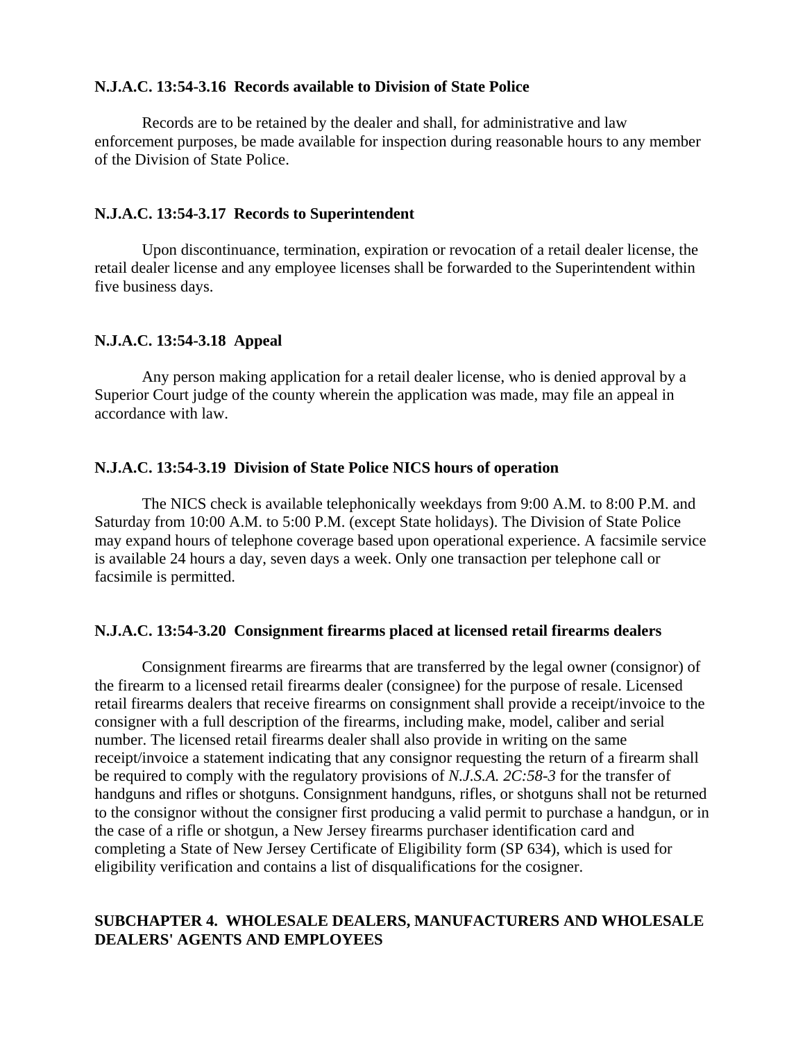**N.J.A.C. 13:54-3.16 Records available to Division of State Police**

Records are to be retained by the dealer and shall, for administrative and law enforcement purposes, be made available for inspection during reasonable hours to any member of the Division of State Police.

**N.J.A.C. 13:54-3.17 Records to Superintendent**

Upon discontinuance, termination, expiration or revocation of a retail dealer license, the retail dealer license and any employee licenses shall be forwarded to the Superintendent within five business days.

**N.J.A.C. 13:54-3.18 Appeal**

Any person making application for a retail dealer license, who is denied approval by a Superior Court judge of the county wherein the application was made, may file an appeal in accordance with law.

**N.J.A.C. 13:54-3.19 Division of State Police NICS hours of operation**

The NICS check is available telephonically weekdays from 9:00 A.M. to 8:00 P.M. and Saturday from 10:00 A.M. to 5:00 P.M. (except State holidays). The Division of State Police may expand hours of telephone coverage based upon operational experience. A facsimile service is available 24 hours a day, seven days a week. Only one transaction per telephone call or facsimile is permitted.

**N.J.A.C. 13:54-3.20 Consignment firearms placed at licensed retail firearms dealers**

Consignment firearms are firearms that are transferred by the legal owner (consignor) of the firearm to a licensed retail firearms dealer (consignee) for the purpose of resale. Licensed retail firearms dealers that receive firearms on consignment shall provide a receipt/invoice to the consigner with a full description of the firearms, including make, model, caliber and serial number. The licensed retail firearms dealer shall also provide in writing on the same receipt/invoice a statement indicating that any consignor requesting the return of a firearm shall be required to comply with the regulatory provisions of *N.J.S.A. 2C:58-3* for the transfer of handguns and rifles or shotguns. Consignment handguns, rifles, or shotguns shall not be returned to the consignor without the consigner first producing a valid permit to purchase a handgun, or in the case of a rifle or shotgun, a New Jersey firearms purchaser identification card and completing a State of New Jersey Certificate of Eligibility form (SP 634), which is used for eligibility verification and contains a list of disqualifications for the cosigner.

## SUBCHAPTER 4. WHOLESALE DEALERS, MANUFACTURERS AND WHOLESALE DEALERS' AGENTS AND EMPLOYEES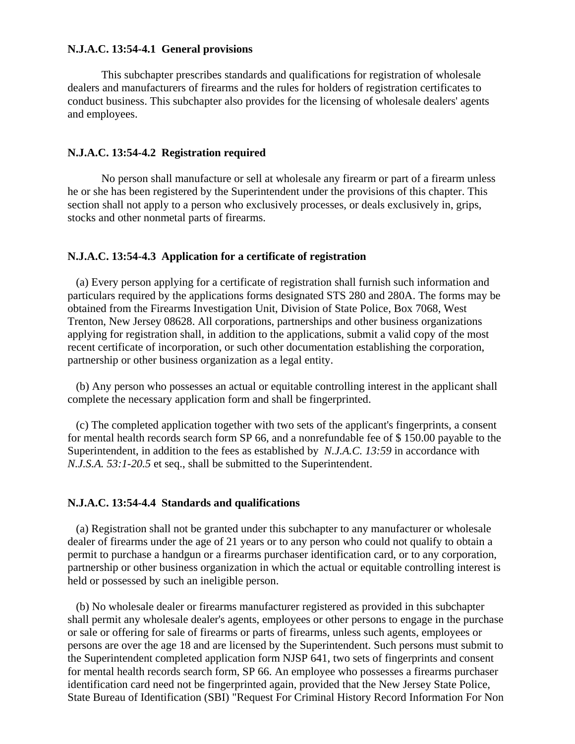**N.J.A.C. 13:54-4.1 General provisions**

This subchapter prescribes standards and qualifications for registration of wholesale dealers and manufacturers of firearms and the rules for holders of registration certificates to conduct business. This subchapter also provides for the licensing of wholesale dealers' agents and employees.

**N.J.A.C. 13:54-4.2 Registration required**

No person shall manufacture or sell at wholesale any firearm or part of a firearm unless he or she has been registered by the Superintendent under the provisions of this chapter. This section shall not apply to a person who exclusively processes, or deals exclusively in, grips, stocks and other nonmetal parts of firearms.

**N.J.A.C. 13:54-4.3 Application for a certificate of registration**

(a) Every person applying for a certificate of registration shall furnish such information and particulars required by the applications forms designated STS 280 and 280A. The forms may be obtained from the Firearms Investigation Unit, Division of State Police, Box 7068, West Trenton, New Jersey 08628. All corporations, partnerships and other business organizations applying for registration shall, in addition to the applications, submit a valid copy of the most recent certificate of incorporation, or such other documentation establishing the corporation, partnership or other business organization as a legal entity.

(b) Any person who possesses an actual or equitable controlling interest in the applicant shall complete the necessary application form and shall be fingerprinted.

(c) The completed application together with two sets of the applicant's fingerprints, a consent for mental health records search form SP 66, and a nonrefundable fee of $ 150.00 payable to the Superintendent, in addition to the fees as established by *N.J.A.C. 13:59* in accordance with *N.J.S.A. 53:1-20.5* et seq., shall be submitted to the Superintendent.

**N.J.A.C. 13:54-4.4 Standards and qualifications**

(a) Registration shall not be granted under this subchapter to any manufacturer or wholesale dealer of firearms under the age of 21 years or to any person who could not qualify to obtain a permit to purchase a handgun or a firearms purchaser identification card, or to any corporation, partnership or other business organization in which the actual or equitable controlling interest is held or possessed by such an ineligible person.

(b) No wholesale dealer or firearms manufacturer registered as provided in this subchapter shall permit any wholesale dealer's agents, employees or other persons to engage in the purchase or sale or offering for sale of firearms or parts of firearms, unless such agents, employees or persons are over the age 18 and are licensed by the Superintendent. Such persons must submit to the Superintendent completed application form NJSP 641, two sets of fingerprints and consent for mental health records search form, SP 66. An employee who possesses a firearms purchaser identification card need not be fingerprinted again, provided that the New Jersey State Police, State Bureau of Identification (SBI) "Request For Criminal History Record Information For Non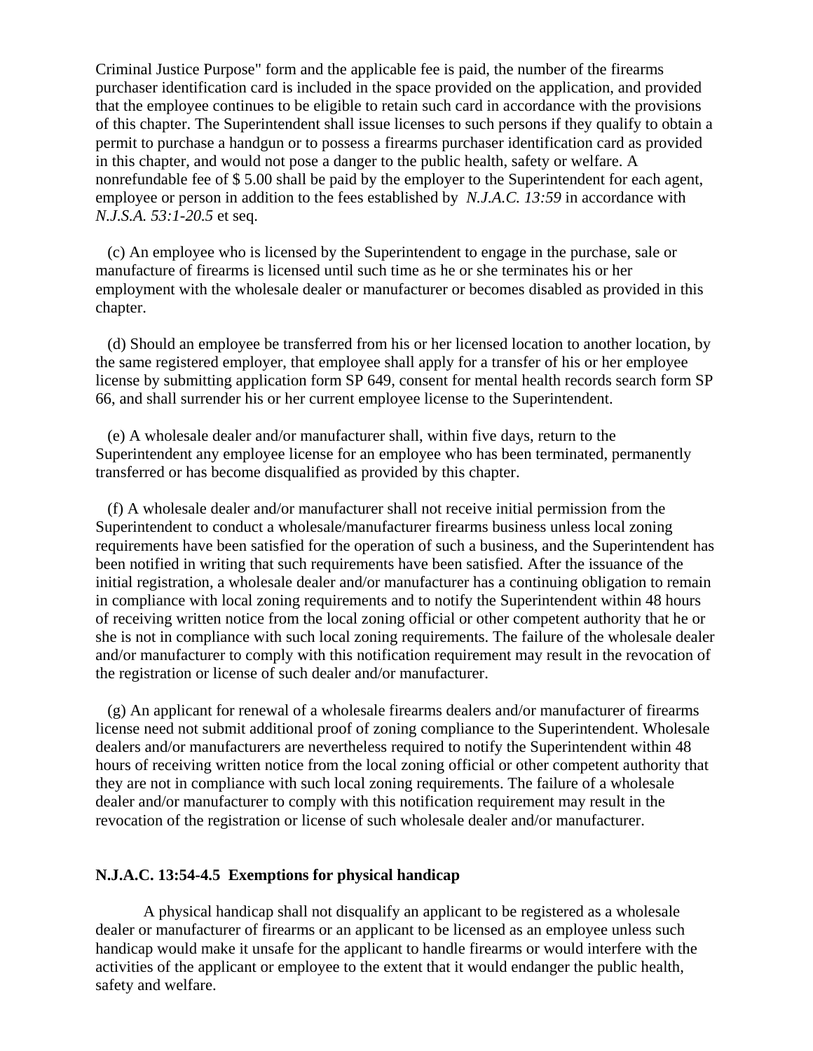Criminal Justice Purpose" form and the applicable fee is paid, the number of the firearms purchaser identification card is included in the space provided on the application, and provided that the employee continues to be eligible to retain such card in accordance with the provisions of this chapter. The Superintendent shall issue licenses to such persons if they qualify to obtain a permit to purchase a handgun or to possess a firearms purchaser identification card as provided in this chapter, and would not pose a danger to the public health, safety or welfare. A nonrefundable fee of $ 5.00 shall be paid by the employer to the Superintendent for each agent, employee or person in addition to the fees established by *N.J.A.C. 13:59* in accordance with *N.J.S.A. 53:1-20.5* et seq.

(c) An employee who is licensed by the Superintendent to engage in the purchase, sale or manufacture of firearms is licensed until such time as he or she terminates his or her employment with the wholesale dealer or manufacturer or becomes disabled as provided in this chapter.

(d) Should an employee be transferred from his or her licensed location to another location, by the same registered employer, that employee shall apply for a transfer of his or her employee license by submitting application form SP 649, consent for mental health records search form SP 66, and shall surrender his or her current employee license to the Superintendent.

(e) A wholesale dealer and/or manufacturer shall, within five days, return to the Superintendent any employee license for an employee who has been terminated, permanently transferred or has become disqualified as provided by this chapter.

(f) A wholesale dealer and/or manufacturer shall not receive initial permission from the Superintendent to conduct a wholesale/manufacturer firearms business unless local zoning requirements have been satisfied for the operation of such a business, and the Superintendent has been notified in writing that such requirements have been satisfied. After the issuance of the initial registration, a wholesale dealer and/or manufacturer has a continuing obligation to remain in compliance with local zoning requirements and to notify the Superintendent within 48 hours of receiving written notice from the local zoning official or other competent authority that he or she is not in compliance with such local zoning requirements. The failure of the wholesale dealer and/or manufacturer to comply with this notification requirement may result in the revocation of the registration or license of such dealer and/or manufacturer.

(g) An applicant for renewal of a wholesale firearms dealers and/or manufacturer of firearms license need not submit additional proof of zoning compliance to the Superintendent. Wholesale dealers and/or manufacturers are nevertheless required to notify the Superintendent within 48 hours of receiving written notice from the local zoning official or other competent authority that they are not in compliance with such local zoning requirements. The failure of a wholesale dealer and/or manufacturer to comply with this notification requirement may result in the revocation of the registration or license of such wholesale dealer and/or manufacturer.

**N.J.A.C. 13:54-4.5 Exemptions for physical handicap**

A physical handicap shall not disqualify an applicant to be registered as a wholesale dealer or manufacturer of firearms or an applicant to be licensed as an employee unless such handicap would make it unsafe for the applicant to handle firearms or would interfere with the activities of the applicant or employee to the extent that it would endanger the public health, safety and welfare.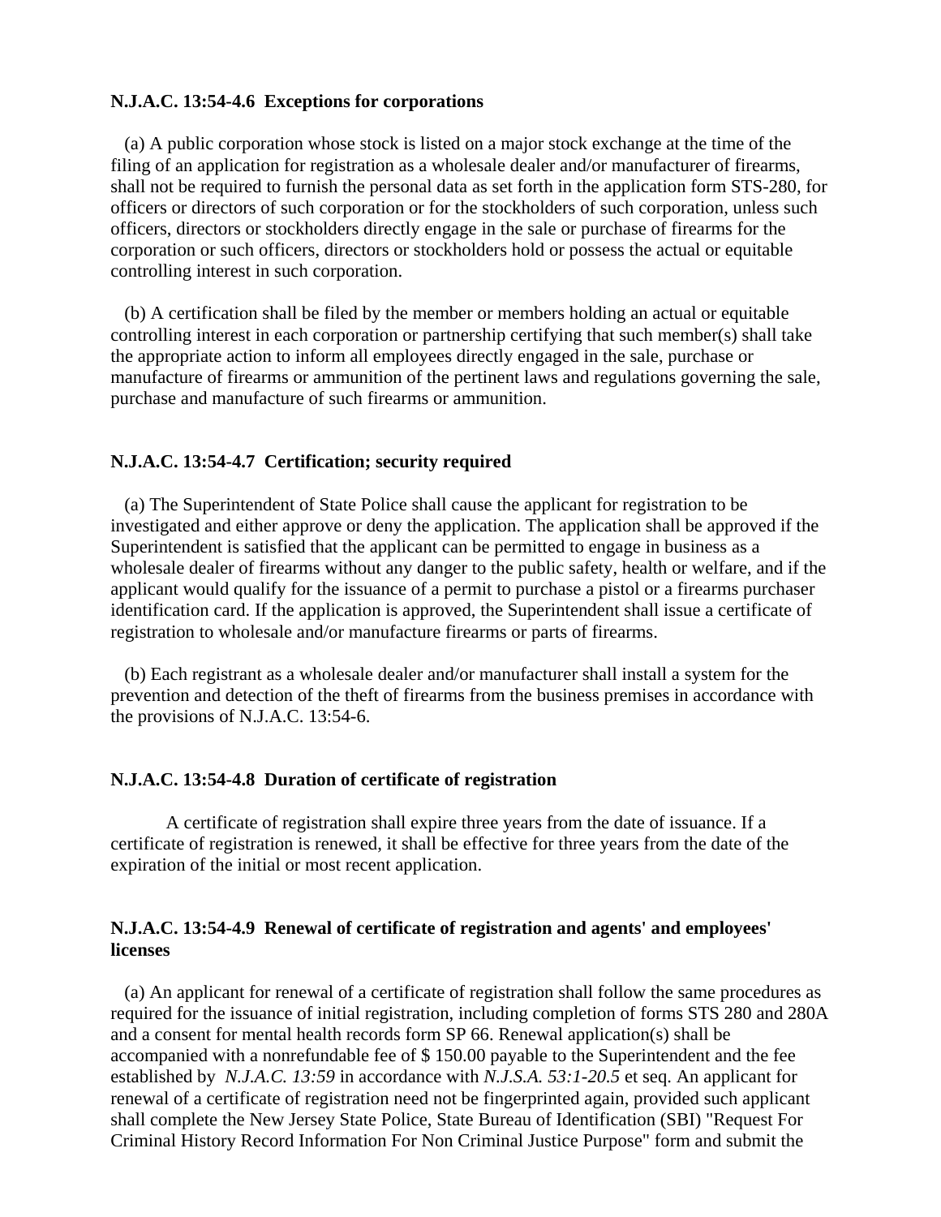**N.J.A.C. 13:54-4.6 Exceptions for corporations**

(a) A public corporation whose stock is listed on a major stock exchange at the time of the filing of an application for registration as a wholesale dealer and/or manufacturer of firearms, shall not be required to furnish the personal data as set forth in the application form STS-280, for officers or directors of such corporation or for the stockholders of such corporation, unless such officers, directors or stockholders directly engage in the sale or purchase of firearms for the corporation or such officers, directors or stockholders hold or possess the actual or equitable controlling interest in such corporation.

(b) A certification shall be filed by the member or members holding an actual or equitable controlling interest in each corporation or partnership certifying that such member(s) shall take the appropriate action to inform all employees directly engaged in the sale, purchase or manufacture of firearms or ammunition of the pertinent laws and regulations governing the sale, purchase and manufacture of such firearms or ammunition.

**N.J.A.C. 13:54-4.7 Certification; security required**

(a) The Superintendent of State Police shall cause the applicant for registration to be investigated and either approve or deny the application. The application shall be approved if the Superintendent is satisfied that the applicant can be permitted to engage in business as a wholesale dealer of firearms without any danger to the public safety, health or welfare, and if the applicant would qualify for the issuance of a permit to purchase a pistol or a firearms purchaser identification card. If the application is approved, the Superintendent shall issue a certificate of registration to wholesale and/or manufacture firearms or parts of firearms.

(b) Each registrant as a wholesale dealer and/or manufacturer shall install a system for the prevention and detection of the theft of firearms from the business premises in accordance with the provisions of N.J.A.C. 13:54-6.

**N.J.A.C. 13:54-4.8 Duration of certificate of registration**

A certificate of registration shall expire three years from the date of issuance. If a certificate of registration is renewed, it shall be effective for three years from the date of the expiration of the initial or most recent application.

**N.J.A.C. 13:54-4.9 Renewal of certificate of registration and agents' and employees' licenses**

(a) An applicant for renewal of a certificate of registration shall follow the same procedures as required for the issuance of initial registration, including completion of forms STS 280 and 280A and a consent for mental health records form SP 66. Renewal application(s) shall be accompanied with a nonrefundable fee of $ 150.00 payable to the Superintendent and the fee established by *N.J.A.C. 13:59* in accordance with *N.J.S.A. 53:1-20.5* et seq. An applicant for renewal of a certificate of registration need not be fingerprinted again, provided such applicant shall complete the New Jersey State Police, State Bureau of Identification (SBI) "Request For Criminal History Record Information For Non Criminal Justice Purpose" form and submit the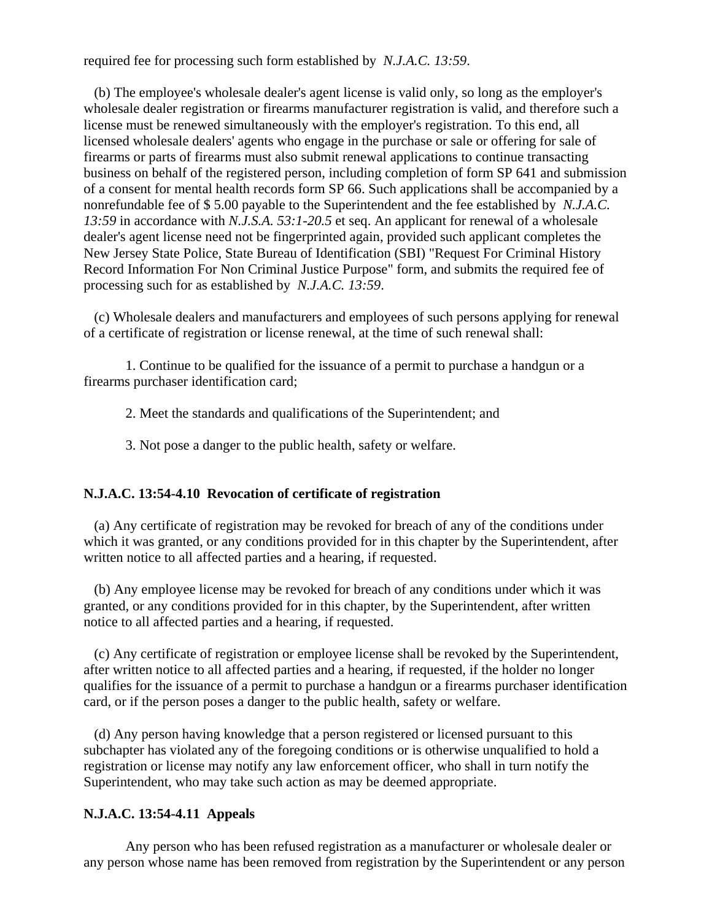required fee for processing such form established by *N.J.A.C. 13:59*.

(b) The employee's wholesale dealer's agent license is valid only, so long as the employer's wholesale dealer registration or firearms manufacturer registration is valid, and therefore such a license must be renewed simultaneously with the employer's registration. To this end, all licensed wholesale dealers' agents who engage in the purchase or sale or offering for sale of firearms or parts of firearms must also submit renewal applications to continue transacting business on behalf of the registered person, including completion of form SP 641 and submission of a consent for mental health records form SP 66. Such applications shall be accompanied by a nonrefundable fee of $ 5.00 payable to the Superintendent and the fee established by *N.J.A.C. 13:59* in accordance with *N.J.S.A. 53:1-20.5* et seq. An applicant for renewal of a wholesale dealer's agent license need not be fingerprinted again, provided such applicant completes the New Jersey State Police, State Bureau of Identification (SBI) "Request For Criminal History Record Information For Non Criminal Justice Purpose" form, and submits the required fee of processing such for as established by *N.J.A.C. 13:59*.

(c) Wholesale dealers and manufacturers and employees of such persons applying for renewal of a certificate of registration or license renewal, at the time of such renewal shall:

1. Continue to be qualified for the issuance of a permit to purchase a handgun or a firearms purchaser identification card;

2. Meet the standards and qualifications of the Superintendent; and

3. Not pose a danger to the public health, safety or welfare.

**N.J.A.C. 13:54-4.10 Revocation of certificate of registration**

(a) Any certificate of registration may be revoked for breach of any of the conditions under which it was granted, or any conditions provided for in this chapter by the Superintendent, after written notice to all affected parties and a hearing, if requested.

(b) Any employee license may be revoked for breach of any conditions under which it was granted, or any conditions provided for in this chapter, by the Superintendent, after written notice to all affected parties and a hearing, if requested.

(c) Any certificate of registration or employee license shall be revoked by the Superintendent, after written notice to all affected parties and a hearing, if requested, if the holder no longer qualifies for the issuance of a permit to purchase a handgun or a firearms purchaser identification card, or if the person poses a danger to the public health, safety or welfare.

(d) Any person having knowledge that a person registered or licensed pursuant to this subchapter has violated any of the foregoing conditions or is otherwise unqualified to hold a registration or license may notify any law enforcement officer, who shall in turn notify the Superintendent, who may take such action as may be deemed appropriate.

**N.J.A.C. 13:54-4.11 Appeals**

Any person who has been refused registration as a manufacturer or wholesale dealer or any person whose name has been removed from registration by the Superintendent or any person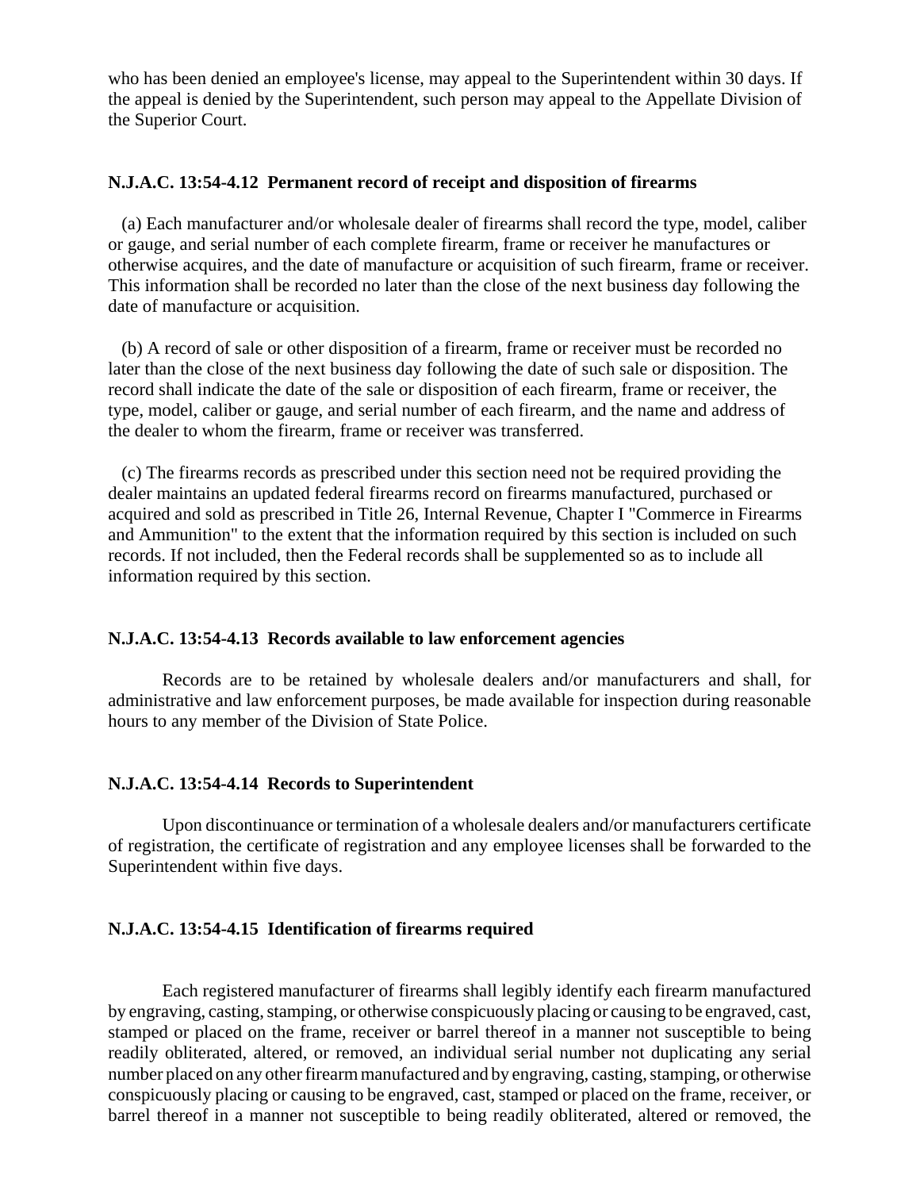who has been denied an employee's license, may appeal to the Superintendent within 30 days. If the appeal is denied by the Superintendent, such person may appeal to the Appellate Division of the Superior Court.

### N.J.A.C. 13:54-4.12 Permanent record of receipt and disposition of firearms

(a) Each manufacturer and/or wholesale dealer of firearms shall record the type, model, caliber or gauge, and serial number of each complete firearm, frame or receiver he manufactures or otherwise acquires, and the date of manufacture or acquisition of such firearm, frame or receiver. This information shall be recorded no later than the close of the next business day following the date of manufacture or acquisition.

(b) A record of sale or other disposition of a firearm, frame or receiver must be recorded no later than the close of the next business day following the date of such sale or disposition. The record shall indicate the date of the sale or disposition of each firearm, frame or receiver, the type, model, caliber or gauge, and serial number of each firearm, and the name and address of the dealer to whom the firearm, frame or receiver was transferred.

(c) The firearms records as prescribed under this section need not be required providing the dealer maintains an updated federal firearms record on firearms manufactured, purchased or acquired and sold as prescribed in Title 26, Internal Revenue, Chapter I "Commerce in Firearms and Ammunition" to the extent that the information required by this section is included on such records. If not included, then the Federal records shall be supplemented so as to include all information required by this section.

### N.J.A.C. 13:54-4.13 Records available to law enforcement agencies

Records are to be retained by wholesale dealers and/or manufacturers and shall, for administrative and law enforcement purposes, be made available for inspection during reasonable hours to any member of the Division of State Police.

### N.J.A.C. 13:54-4.14 Records to Superintendent

Upon discontinuance or termination of a wholesale dealers and/or manufacturers certificate of registration, the certificate of registration and any employee licenses shall be forwarded to the Superintendent within five days.

### N.J.A.C. 13:54-4.15 Identification of firearms required

Each registered manufacturer of firearms shall legibly identify each firearm manufactured by engraving, casting, stamping, or otherwise conspicuously placing or causing to be engraved, cast, stamped or placed on the frame, receiver or barrel thereof in a manner not susceptible to being readily obliterated, altered, or removed, an individual serial number not duplicating any serial number placed on any other firearm manufactured and by engraving, casting, stamping, or otherwise conspicuously placing or causing to be engraved, cast, stamped or placed on the frame, receiver, or barrel thereof in a manner not susceptible to being readily obliterated, altered or removed, the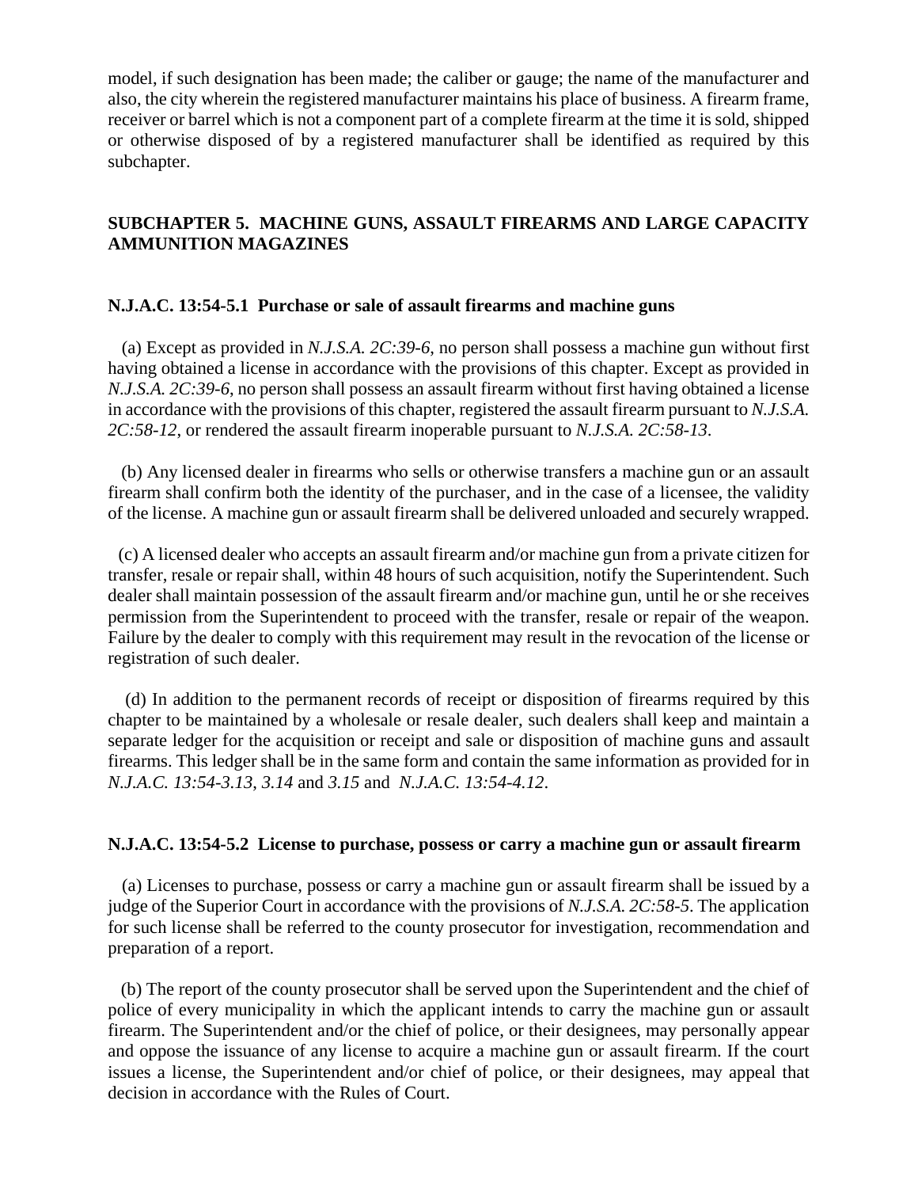model, if such designation has been made; the caliber or gauge; the name of the manufacturer and also, the city wherein the registered manufacturer maintains his place of business. A firearm frame, receiver or barrel which is not a component part of a complete firearm at the time it is sold, shipped or otherwise disposed of by a registered manufacturer shall be identified as required by this subchapter.

## SUBCHAPTER 5. MACHINE GUNS, ASSAULT FIREARMS AND LARGE CAPACITY AMMUNITION MAGAZINES

### N.J.A.C. 13:54-5.1 Purchase or sale of assault firearms and machine guns

(a) Except as provided in *N.J.S.A. 2C:39-6*, no person shall possess a machine gun without first having obtained a license in accordance with the provisions of this chapter. Except as provided in *N.J.S.A. 2C:39-6*, no person shall possess an assault firearm without first having obtained a license in accordance with the provisions of this chapter, registered the assault firearm pursuant to *N.J.S.A. 2C:58-12*, or rendered the assault firearm inoperable pursuant to *N.J.S.A. 2C:58-13*.

(b) Any licensed dealer in firearms who sells or otherwise transfers a machine gun or an assault firearm shall confirm both the identity of the purchaser, and in the case of a licensee, the validity of the license. A machine gun or assault firearm shall be delivered unloaded and securely wrapped.

(c) A licensed dealer who accepts an assault firearm and/or machine gun from a private citizen for transfer, resale or repair shall, within 48 hours of such acquisition, notify the Superintendent. Such dealer shall maintain possession of the assault firearm and/or machine gun, until he or she receives permission from the Superintendent to proceed with the transfer, resale or repair of the weapon. Failure by the dealer to comply with this requirement may result in the revocation of the license or registration of such dealer.

(d) In addition to the permanent records of receipt or disposition of firearms required by this chapter to be maintained by a wholesale or resale dealer, such dealers shall keep and maintain a separate ledger for the acquisition or receipt and sale or disposition of machine guns and assault firearms. This ledger shall be in the same form and contain the same information as provided for in *N.J.A.C. 13:54-3.13*, *3.14* and *3.15* and *N.J.A.C. 13:54-4.12*.

### N.J.A.C. 13:54-5.2 License to purchase, possess or carry a machine gun or assault firearm

(a) Licenses to purchase, possess or carry a machine gun or assault firearm shall be issued by a judge of the Superior Court in accordance with the provisions of *N.J.S.A. 2C:58-5*. The application for such license shall be referred to the county prosecutor for investigation, recommendation and preparation of a report.

(b) The report of the county prosecutor shall be served upon the Superintendent and the chief of police of every municipality in which the applicant intends to carry the machine gun or assault firearm. The Superintendent and/or the chief of police, or their designees, may personally appear and oppose the issuance of any license to acquire a machine gun or assault firearm. If the court issues a license, the Superintendent and/or chief of police, or their designees, may appeal that decision in accordance with the Rules of Court.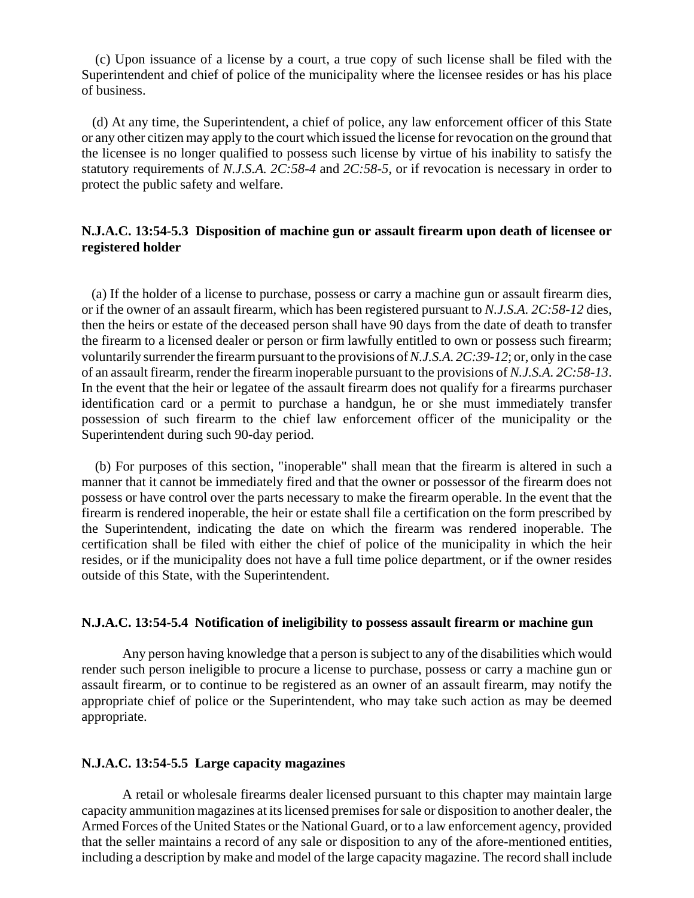(c) Upon issuance of a license by a court, a true copy of such license shall be filed with the Superintendent and chief of police of the municipality where the licensee resides or has his place of business.

(d) At any time, the Superintendent, a chief of police, any law enforcement officer of this State or any other citizen may apply to the court which issued the license for revocation on the ground that the licensee is no longer qualified to possess such license by virtue of his inability to satisfy the statutory requirements of *N.J.S.A. 2C:58-4* and *2C:58-5*, or if revocation is necessary in order to protect the public safety and welfare.

**N.J.A.C. 13:54-5.3 Disposition of machine gun or assault firearm upon death of licensee or registered holder**

(a) If the holder of a license to purchase, possess or carry a machine gun or assault firearm dies, or if the owner of an assault firearm, which has been registered pursuant to *N.J.S.A. 2C:58-12* dies, then the heirs or estate of the deceased person shall have 90 days from the date of death to transfer the firearm to a licensed dealer or person or firm lawfully entitled to own or possess such firearm; voluntarily surrender the firearm pursuant to the provisions of *N.J.S.A. 2C:39-12*; or, only in the case of an assault firearm, render the firearm inoperable pursuant to the provisions of *N.J.S.A. 2C:58-13*. In the event that the heir or legatee of the assault firearm does not qualify for a firearms purchaser identification card or a permit to purchase a handgun, he or she must immediately transfer possession of such firearm to the chief law enforcement officer of the municipality or the Superintendent during such 90-day period.

(b) For purposes of this section, "inoperable" shall mean that the firearm is altered in such a manner that it cannot be immediately fired and that the owner or possessor of the firearm does not possess or have control over the parts necessary to make the firearm operable. In the event that the firearm is rendered inoperable, the heir or estate shall file a certification on the form prescribed by the Superintendent, indicating the date on which the firearm was rendered inoperable. The certification shall be filed with either the chief of police of the municipality in which the heir resides, or if the municipality does not have a full time police department, or if the owner resides outside of this State, with the Superintendent.

**N.J.A.C. 13:54-5.4 Notification of ineligibility to possess assault firearm or machine gun**

Any person having knowledge that a person is subject to any of the disabilities which would render such person ineligible to procure a license to purchase, possess or carry a machine gun or assault firearm, or to continue to be registered as an owner of an assault firearm, may notify the appropriate chief of police or the Superintendent, who may take such action as may be deemed appropriate.

**N.J.A.C. 13:54-5.5 Large capacity magazines**

A retail or wholesale firearms dealer licensed pursuant to this chapter may maintain large capacity ammunition magazines at its licensed premises for sale or disposition to another dealer, the Armed Forces of the United States or the National Guard, or to a law enforcement agency, provided that the seller maintains a record of any sale or disposition to any of the afore-mentioned entities, including a description by make and model of the large capacity magazine. The record shall include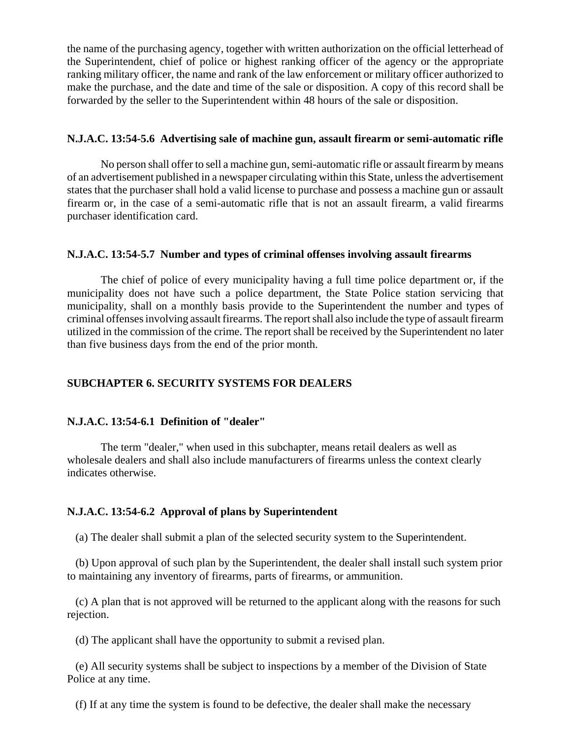the name of the purchasing agency, together with written authorization on the official letterhead of the Superintendent, chief of police or highest ranking officer of the agency or the appropriate ranking military officer, the name and rank of the law enforcement or military officer authorized to make the purchase, and the date and time of the sale or disposition. A copy of this record shall be forwarded by the seller to the Superintendent within 48 hours of the sale or disposition.

**N.J.A.C. 13:54-5.6 Advertising sale of machine gun, assault firearm or semi-automatic rifle**

No person shall offer to sell a machine gun, semi-automatic rifle or assault firearm by means of an advertisement published in a newspaper circulating within this State, unless the advertisement states that the purchaser shall hold a valid license to purchase and possess a machine gun or assault firearm or, in the case of a semi-automatic rifle that is not an assault firearm, a valid firearms purchaser identification card.

**N.J.A.C. 13:54-5.7 Number and types of criminal offenses involving assault firearms**

The chief of police of every municipality having a full time police department or, if the municipality does not have such a police department, the State Police station servicing that municipality, shall on a monthly basis provide to the Superintendent the number and types of criminal offenses involving assault firearms. The report shall also include the type of assault firearm utilized in the commission of the crime. The report shall be received by the Superintendent no later than five business days from the end of the prior month.

**SUBCHAPTER 6. SECURITY SYSTEMS FOR DEALERS**

**N.J.A.C. 13:54-6.1 Definition of "dealer"**

The term "dealer," when used in this subchapter, means retail dealers as well as wholesale dealers and shall also include manufacturers of firearms unless the context clearly indicates otherwise.

**N.J.A.C. 13:54-6.2 Approval of plans by Superintendent**

(a) The dealer shall submit a plan of the selected security system to the Superintendent.

(b) Upon approval of such plan by the Superintendent, the dealer shall install such system prior to maintaining any inventory of firearms, parts of firearms, or ammunition.

(c) A plan that is not approved will be returned to the applicant along with the reasons for such rejection.

(d) The applicant shall have the opportunity to submit a revised plan.

(e) All security systems shall be subject to inspections by a member of the Division of State Police at any time.

(f) If at any time the system is found to be defective, the dealer shall make the necessary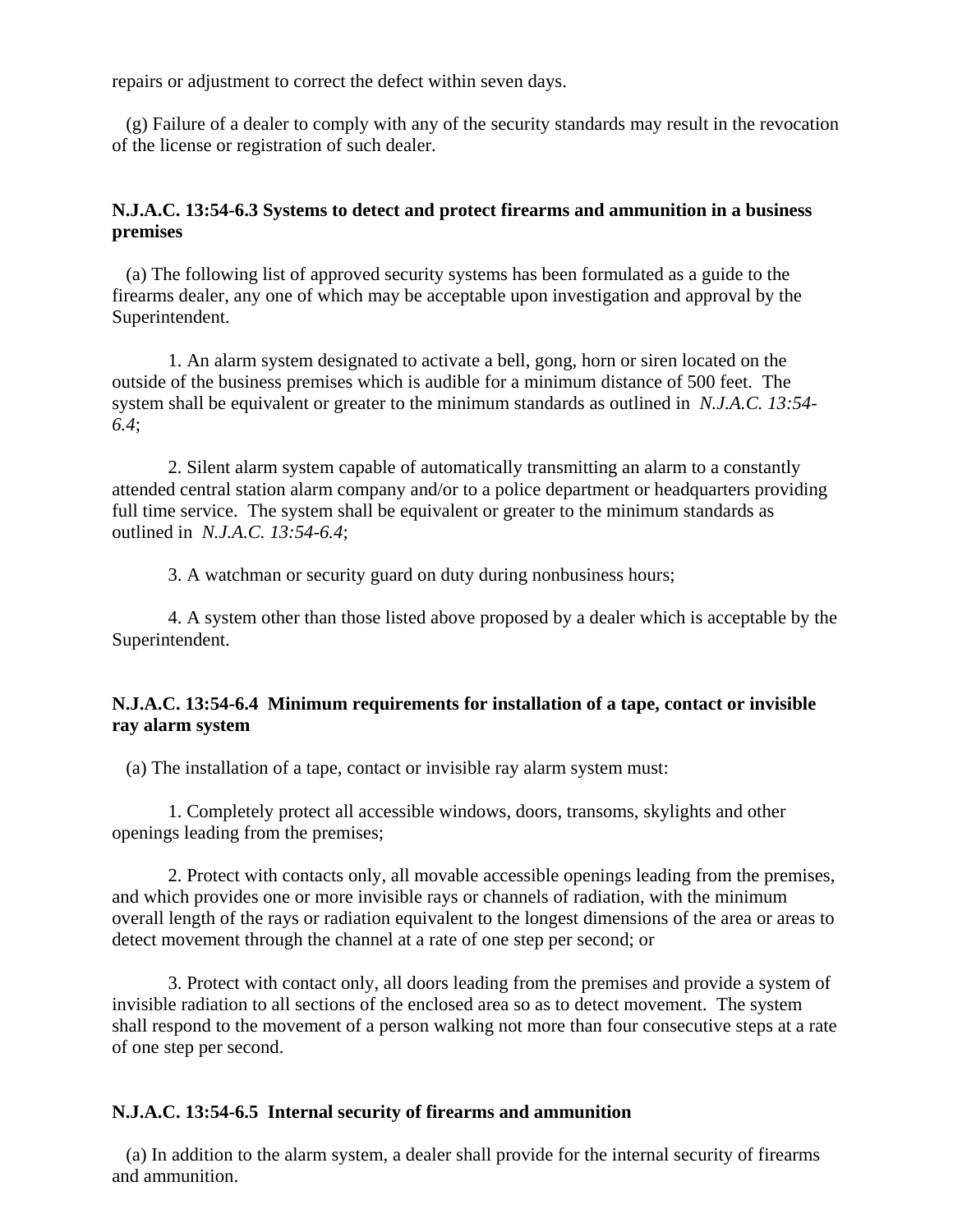repairs or adjustment to correct the defect within seven days.

(g) Failure of a dealer to comply with any of the security standards may result in the revocation of the license or registration of such dealer.

**N.J.A.C. 13:54-6.3 Systems to detect and protect firearms and ammunition in a business premises**

(a) The following list of approved security systems has been formulated as a guide to the firearms dealer, any one of which may be acceptable upon investigation and approval by the Superintendent.

1. An alarm system designated to activate a bell, gong, horn or siren located on the outside of the business premises which is audible for a minimum distance of 500 feet. The system shall be equivalent or greater to the minimum standards as outlined in *N.J.A.C. 13:54-6.4*;

2. Silent alarm system capable of automatically transmitting an alarm to a constantly attended central station alarm company and/or to a police department or headquarters providing full time service. The system shall be equivalent or greater to the minimum standards as outlined in *N.J.A.C. 13:54-6.4*;

3. A watchman or security guard on duty during nonbusiness hours;

4. A system other than those listed above proposed by a dealer which is acceptable by the Superintendent.

**N.J.A.C. 13:54-6.4 Minimum requirements for installation of a tape, contact or invisible ray alarm system**

(a) The installation of a tape, contact or invisible ray alarm system must:

1. Completely protect all accessible windows, doors, transoms, skylights and other openings leading from the premises;

2. Protect with contacts only, all movable accessible openings leading from the premises, and which provides one or more invisible rays or channels of radiation, with the minimum overall length of the rays or radiation equivalent to the longest dimensions of the area or areas to detect movement through the channel at a rate of one step per second; or

3. Protect with contact only, all doors leading from the premises and provide a system of invisible radiation to all sections of the enclosed area so as to detect movement. The system shall respond to the movement of a person walking not more than four consecutive steps at a rate of one step per second.

**N.J.A.C. 13:54-6.5 Internal security of firearms and ammunition**

(a) In addition to the alarm system, a dealer shall provide for the internal security of firearms and ammunition.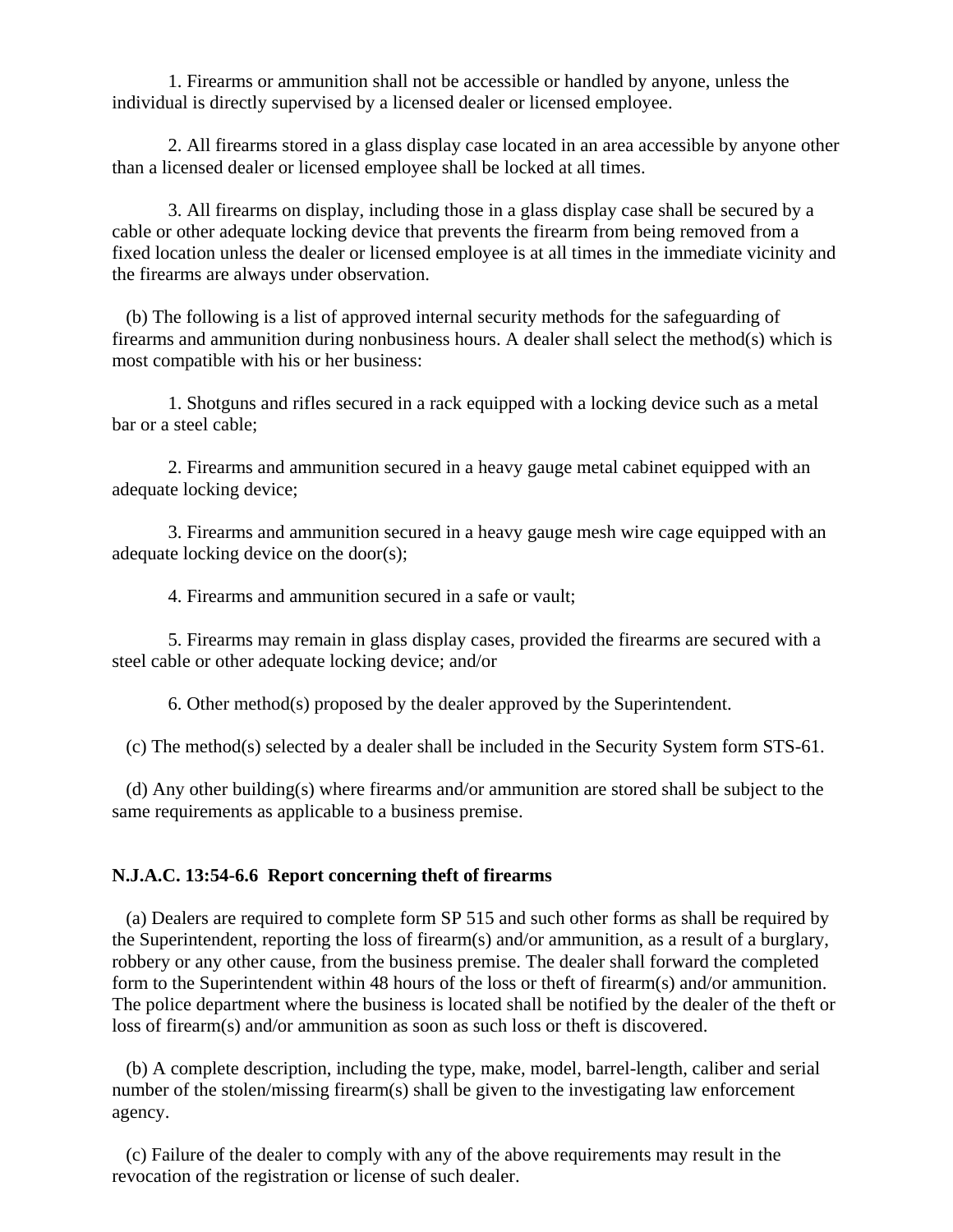1. Firearms or ammunition shall not be accessible or handled by anyone, unless the individual is directly supervised by a licensed dealer or licensed employee.

2. All firearms stored in a glass display case located in an area accessible by anyone other than a licensed dealer or licensed employee shall be locked at all times.

3. All firearms on display, including those in a glass display case shall be secured by a cable or other adequate locking device that prevents the firearm from being removed from a fixed location unless the dealer or licensed employee is at all times in the immediate vicinity and the firearms are always under observation.

(b) The following is a list of approved internal security methods for the safeguarding of firearms and ammunition during nonbusiness hours. A dealer shall select the method(s) which is most compatible with his or her business:

1. Shotguns and rifles secured in a rack equipped with a locking device such as a metal bar or a steel cable;

2. Firearms and ammunition secured in a heavy gauge metal cabinet equipped with an adequate locking device;

3. Firearms and ammunition secured in a heavy gauge mesh wire cage equipped with an adequate locking device on the door(s);

4. Firearms and ammunition secured in a safe or vault;

5. Firearms may remain in glass display cases, provided the firearms are secured with a steel cable or other adequate locking device; and/or

6. Other method(s) proposed by the dealer approved by the Superintendent.

(c) The method(s) selected by a dealer shall be included in the Security System form STS-61.

(d) Any other building(s) where firearms and/or ammunition are stored shall be subject to the same requirements as applicable to a business premise.

**N.J.A.C. 13:54-6.6 Report concerning theft of firearms**

(a) Dealers are required to complete form SP 515 and such other forms as shall be required by the Superintendent, reporting the loss of firearm(s) and/or ammunition, as a result of a burglary, robbery or any other cause, from the business premise. The dealer shall forward the completed form to the Superintendent within 48 hours of the loss or theft of firearm(s) and/or ammunition. The police department where the business is located shall be notified by the dealer of the theft or loss of firearm(s) and/or ammunition as soon as such loss or theft is discovered.

(b) A complete description, including the type, make, model, barrel-length, caliber and serial number of the stolen/missing firearm(s) shall be given to the investigating law enforcement agency.

(c) Failure of the dealer to comply with any of the above requirements may result in the revocation of the registration or license of such dealer.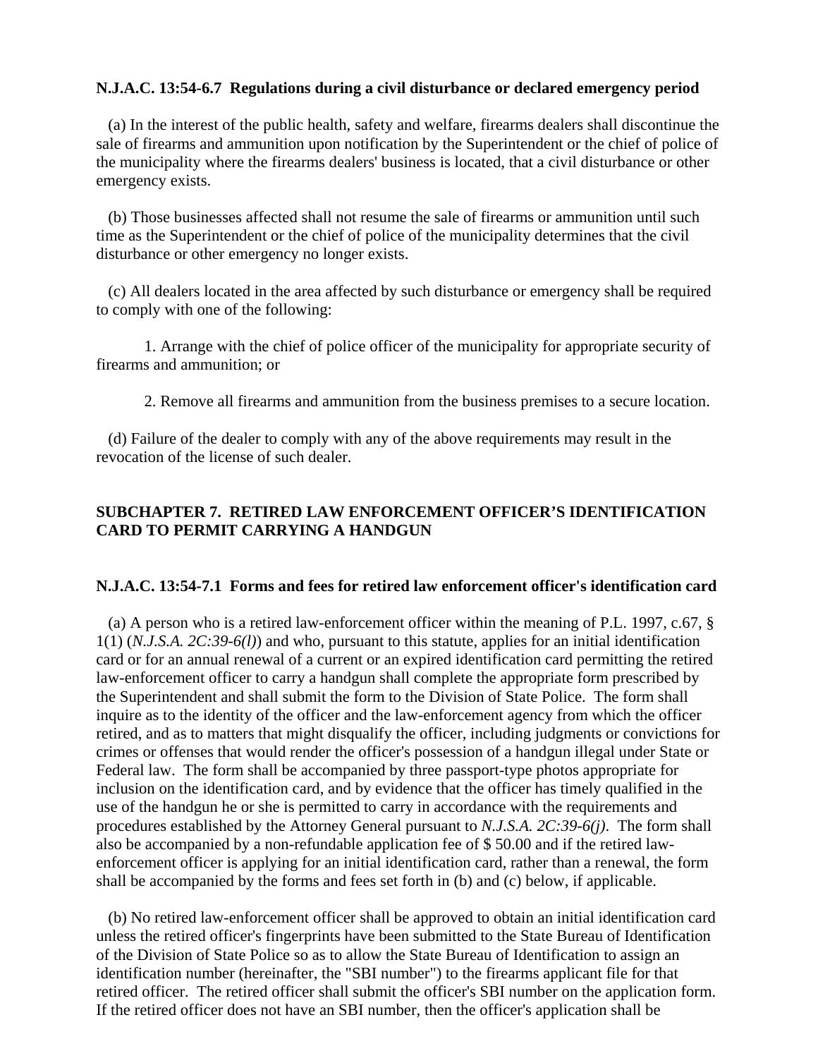**N.J.A.C. 13:54-6.7 Regulations during a civil disturbance or declared emergency period**

(a) In the interest of the public health, safety and welfare, firearms dealers shall discontinue the sale of firearms and ammunition upon notification by the Superintendent or the chief of police of the municipality where the firearms dealers' business is located, that a civil disturbance or other emergency exists.

(b) Those businesses affected shall not resume the sale of firearms or ammunition until such time as the Superintendent or the chief of police of the municipality determines that the civil disturbance or other emergency no longer exists.

(c) All dealers located in the area affected by such disturbance or emergency shall be required to comply with one of the following:

1. Arrange with the chief of police officer of the municipality for appropriate security of firearms and ammunition; or

2. Remove all firearms and ammunition from the business premises to a secure location.

(d) Failure of the dealer to comply with any of the above requirements may result in the revocation of the license of such dealer.

## SUBCHAPTER 7. RETIRED LAW ENFORCEMENT OFFICER'S IDENTIFICATION CARD TO PERMIT CARRYING A HANDGUN

**N.J.A.C. 13:54-7.1 Forms and fees for retired law enforcement officer's identification card**

(a) A person who is a retired law-enforcement officer within the meaning of P.L. 1997, c.67, § 1(1) (*N.J.S.A. 2C:39-6(l)*) and who, pursuant to this statute, applies for an initial identification card or for an annual renewal of a current or an expired identification card permitting the retired law-enforcement officer to carry a handgun shall complete the appropriate form prescribed by the Superintendent and shall submit the form to the Division of State Police. The form shall inquire as to the identity of the officer and the law-enforcement agency from which the officer retired, and as to matters that might disqualify the officer, including judgments or convictions for crimes or offenses that would render the officer's possession of a handgun illegal under State or Federal law. The form shall be accompanied by three passport-type photos appropriate for inclusion on the identification card, and by evidence that the officer has timely qualified in the use of the handgun he or she is permitted to carry in accordance with the requirements and procedures established by the Attorney General pursuant to *N.J.S.A. 2C:39-6(j)*. The form shall also be accompanied by a non-refundable application fee of $ 50.00 and if the retired law-enforcement officer is applying for an initial identification card, rather than a renewal, the form shall be accompanied by the forms and fees set forth in (b) and (c) below, if applicable.

(b) No retired law-enforcement officer shall be approved to obtain an initial identification card unless the retired officer's fingerprints have been submitted to the State Bureau of Identification of the Division of State Police so as to allow the State Bureau of Identification to assign an identification number (hereinafter, the "SBI number") to the firearms applicant file for that retired officer. The retired officer shall submit the officer's SBI number on the application form. If the retired officer does not have an SBI number, then the officer's application shall be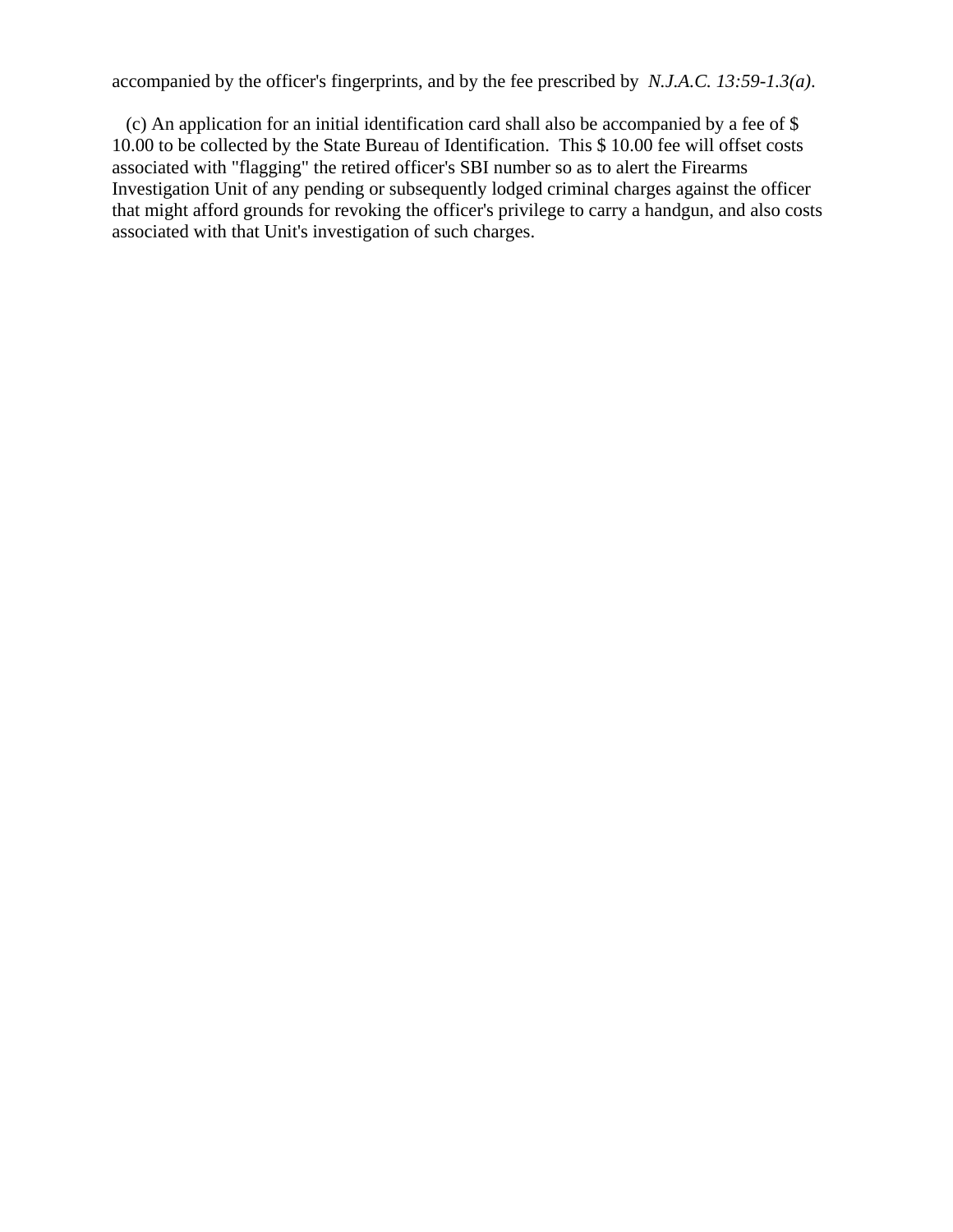accompanied by the officer's fingerprints, and by the fee prescribed by *N.J.A.C. 13:59-1.3(a)*.

(c) An application for an initial identification card shall also be accompanied by a fee of $ 10.00 to be collected by the State Bureau of Identification. This $ 10.00 fee will offset costs associated with "flagging" the retired officer's SBI number so as to alert the Firearms Investigation Unit of any pending or subsequently lodged criminal charges against the officer that might afford grounds for revoking the officer's privilege to carry a handgun, and also costs associated with that Unit's investigation of such charges.